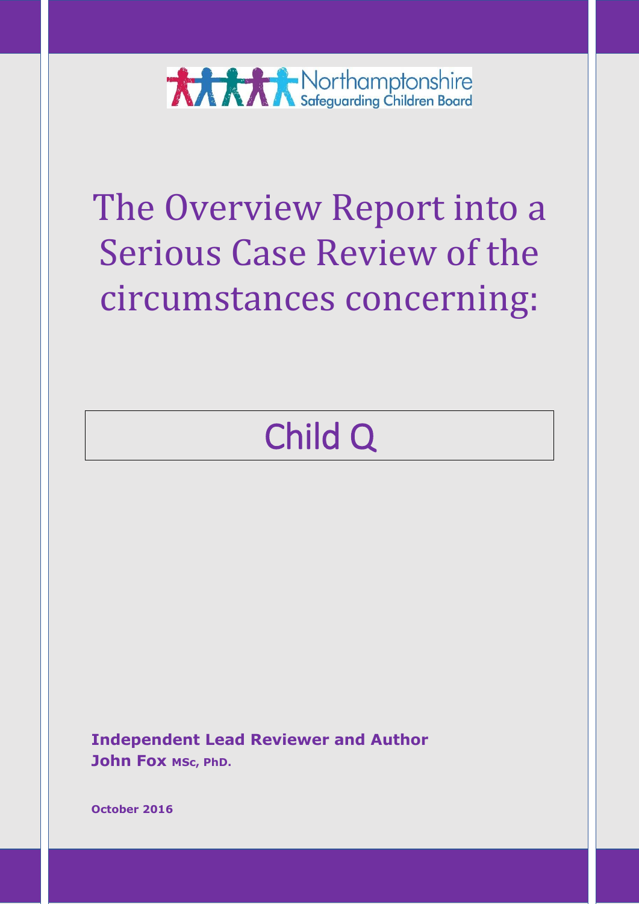Northamptonshire Safeguarding Children Board

# The Overview Report into a Serious Case Review of the circumstances concerning:

## Child Q

**Independent Lead Reviewer and Author**
**John Fox MSc, PhD.**

**October 2016**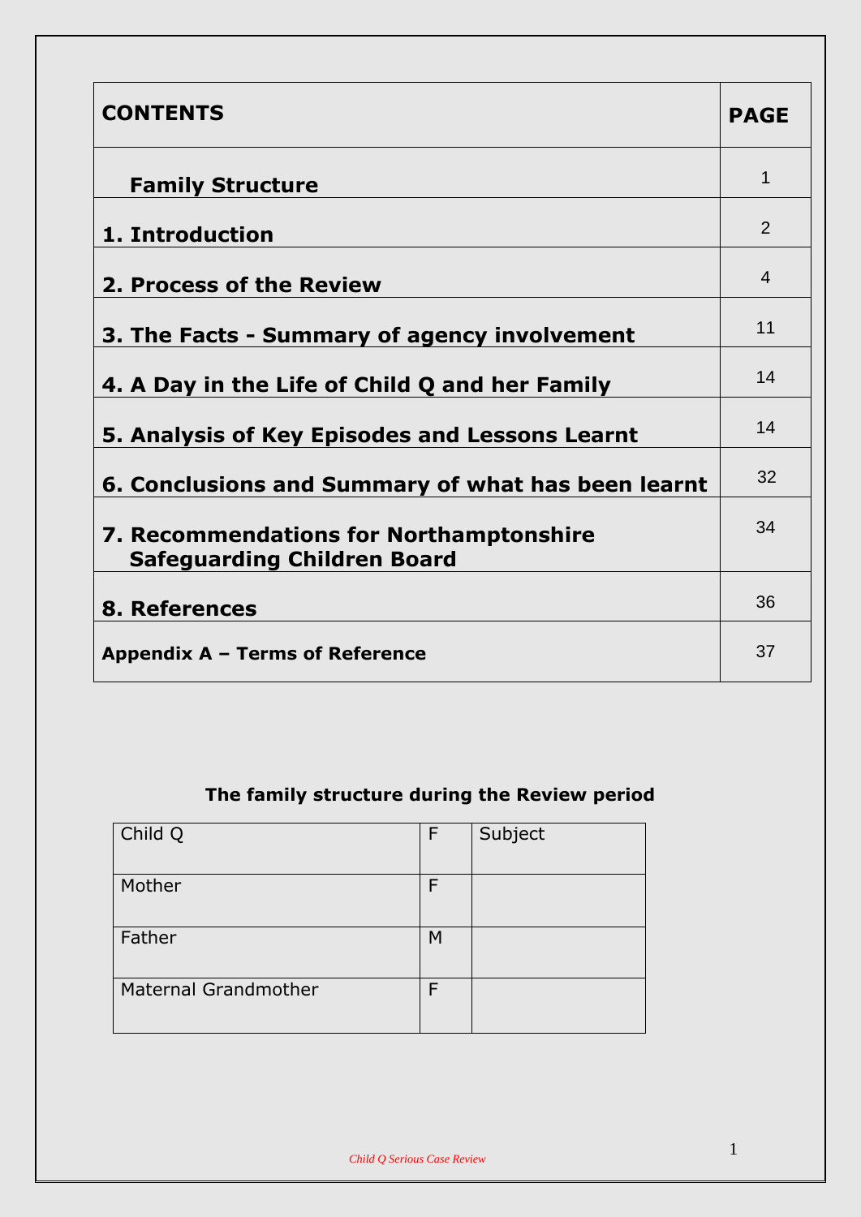| CONTENTS | PAGE |
|---|---|
| **Family Structure** | 1 |
| **1. Introduction** | 2 |
| **2. Process of the Review** | 4 |
| **3. The Facts - Summary of agency involvement** | 11 |
| **4. A Day in the Life of Child Q and her Family** | 14 |
| **5. Analysis of Key Episodes and Lessons Learnt** | 14 |
| **6. Conclusions and Summary of what has been learnt** | 32 |
| **7. Recommendations for Northamptonshire Safeguarding Children Board** | 34 |
| **8. References** | 36 |
| **Appendix A – Terms of Reference** | 37 |

**The family structure during the Review period**

| | | |
|---|---|---|
| Child Q | F | Subject |
| Mother | F | |
| Father | M | |
| Maternal Grandmother | F | |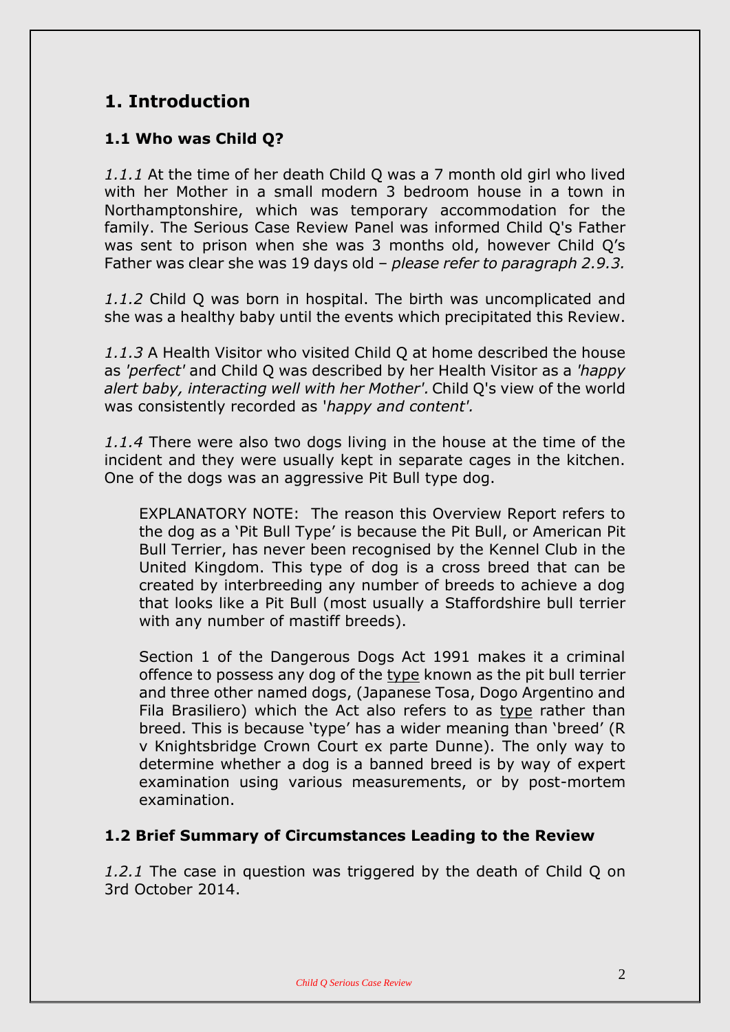# 1. Introduction

## 1.1 Who was Child Q?

*1.1.1* At the time of her death Child Q was a 7 month old girl who lived with her Mother in a small modern 3 bedroom house in a town in Northamptonshire, which was temporary accommodation for the family. The Serious Case Review Panel was informed Child Q's Father was sent to prison when she was 3 months old, however Child Q's Father was clear she was 19 days old – *please refer to paragraph 2.9.3.*

*1.1.2* Child Q was born in hospital. The birth was uncomplicated and she was a healthy baby until the events which precipitated this Review.

*1.1.3* A Health Visitor who visited Child Q at home described the house as *'perfect'* and Child Q was described by her Health Visitor as a *'happy alert baby, interacting well with her Mother'.* Child Q's view of the world was consistently recorded as '*happy and content'.*

*1.1.4* There were also two dogs living in the house at the time of the incident and they were usually kept in separate cages in the kitchen. One of the dogs was an aggressive Pit Bull type dog.

> EXPLANATORY NOTE: The reason this Overview Report refers to the dog as a 'Pit Bull Type' is because the Pit Bull, or American Pit Bull Terrier, has never been recognised by the Kennel Club in the United Kingdom. This type of dog is a cross breed that can be created by interbreeding any number of breeds to achieve a dog that looks like a Pit Bull (most usually a Staffordshire bull terrier with any number of mastiff breeds).
>
> Section 1 of the Dangerous Dogs Act 1991 makes it a criminal offence to possess any dog of the type known as the pit bull terrier and three other named dogs, (Japanese Tosa, Dogo Argentino and Fila Brasiliero) which the Act also refers to as type rather than breed. This is because 'type' has a wider meaning than 'breed' (R v Knightsbridge Crown Court ex parte Dunne). The only way to determine whether a dog is a banned breed is by way of expert examination using various measurements, or by post-mortem examination.

## 1.2 Brief Summary of Circumstances Leading to the Review

*1.2.1* The case in question was triggered by the death of Child Q on 3rd October 2014.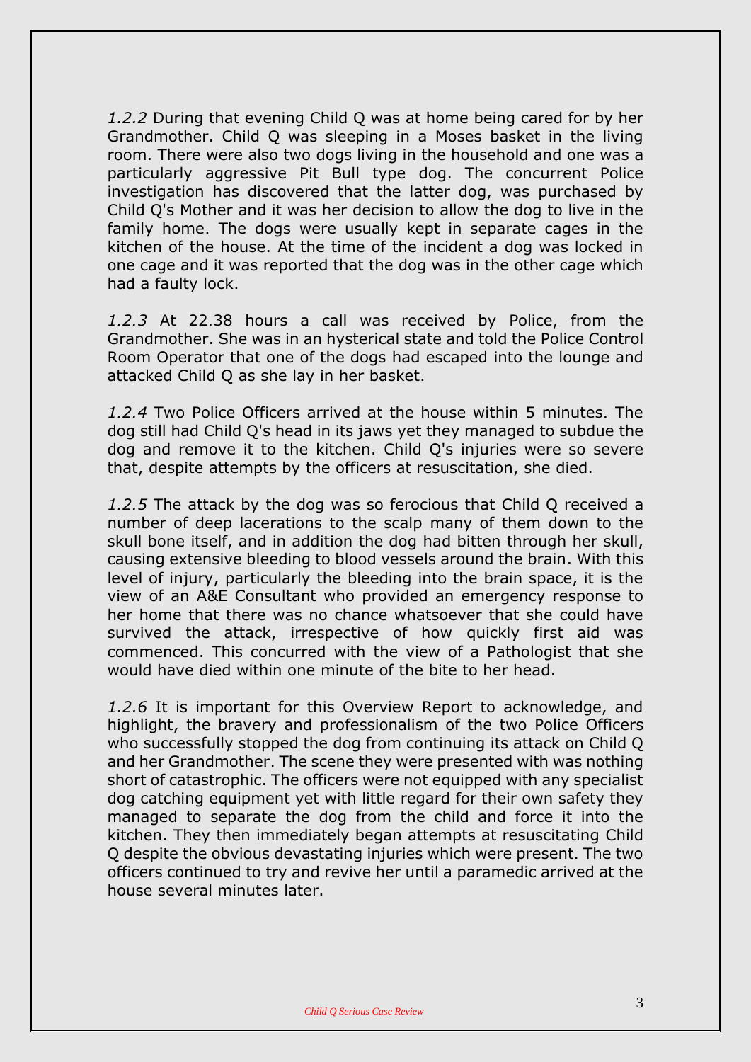*1.2.2* During that evening Child Q was at home being cared for by her Grandmother. Child Q was sleeping in a Moses basket in the living room. There were also two dogs living in the household and one was a particularly aggressive Pit Bull type dog. The concurrent Police investigation has discovered that the latter dog, was purchased by Child Q's Mother and it was her decision to allow the dog to live in the family home. The dogs were usually kept in separate cages in the kitchen of the house. At the time of the incident a dog was locked in one cage and it was reported that the dog was in the other cage which had a faulty lock.

*1.2.3* At 22.38 hours a call was received by Police, from the Grandmother. She was in an hysterical state and told the Police Control Room Operator that one of the dogs had escaped into the lounge and attacked Child Q as she lay in her basket.

*1.2.4* Two Police Officers arrived at the house within 5 minutes. The dog still had Child Q's head in its jaws yet they managed to subdue the dog and remove it to the kitchen. Child Q's injuries were so severe that, despite attempts by the officers at resuscitation, she died.

*1.2.5* The attack by the dog was so ferocious that Child Q received a number of deep lacerations to the scalp many of them down to the skull bone itself, and in addition the dog had bitten through her skull, causing extensive bleeding to blood vessels around the brain. With this level of injury, particularly the bleeding into the brain space, it is the view of an A&E Consultant who provided an emergency response to her home that there was no chance whatsoever that she could have survived the attack, irrespective of how quickly first aid was commenced. This concurred with the view of a Pathologist that she would have died within one minute of the bite to her head.

*1.2.6* It is important for this Overview Report to acknowledge, and highlight, the bravery and professionalism of the two Police Officers who successfully stopped the dog from continuing its attack on Child Q and her Grandmother. The scene they were presented with was nothing short of catastrophic. The officers were not equipped with any specialist dog catching equipment yet with little regard for their own safety they managed to separate the dog from the child and force it into the kitchen. They then immediately began attempts at resuscitating Child Q despite the obvious devastating injuries which were present. The two officers continued to try and revive her until a paramedic arrived at the house several minutes later.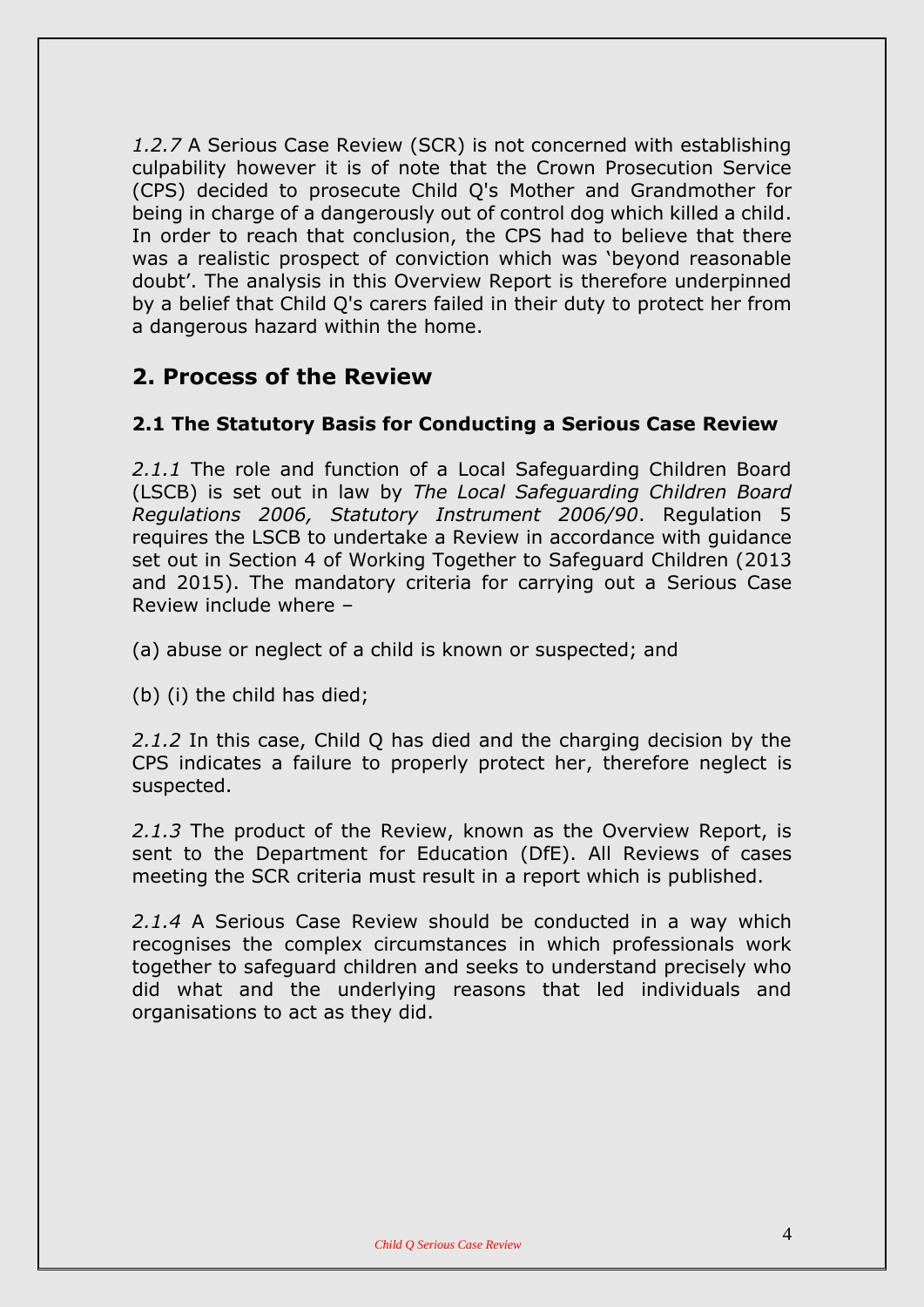*1.2.7* A Serious Case Review (SCR) is not concerned with establishing culpability however it is of note that the Crown Prosecution Service (CPS) decided to prosecute Child Q's Mother and Grandmother for being in charge of a dangerously out of control dog which killed a child. In order to reach that conclusion, the CPS had to believe that there was a realistic prospect of conviction which was 'beyond reasonable doubt'. The analysis in this Overview Report is therefore underpinned by a belief that Child Q's carers failed in their duty to protect her from a dangerous hazard within the home.

## 2. Process of the Review

### 2.1 The Statutory Basis for Conducting a Serious Case Review

*2.1.1* The role and function of a Local Safeguarding Children Board (LSCB) is set out in law by *The Local Safeguarding Children Board Regulations 2006, Statutory Instrument 2006/90*. Regulation 5 requires the LSCB to undertake a Review in accordance with guidance set out in Section 4 of Working Together to Safeguard Children (2013 and 2015). The mandatory criteria for carrying out a Serious Case Review include where –

(a) abuse or neglect of a child is known or suspected; and

(b) (i) the child has died;

*2.1.2* In this case, Child Q has died and the charging decision by the CPS indicates a failure to properly protect her, therefore neglect is suspected.

*2.1.3* The product of the Review, known as the Overview Report, is sent to the Department for Education (DfE). All Reviews of cases meeting the SCR criteria must result in a report which is published.

*2.1.4* A Serious Case Review should be conducted in a way which recognises the complex circumstances in which professionals work together to safeguard children and seeks to understand precisely who did what and the underlying reasons that led individuals and organisations to act as they did.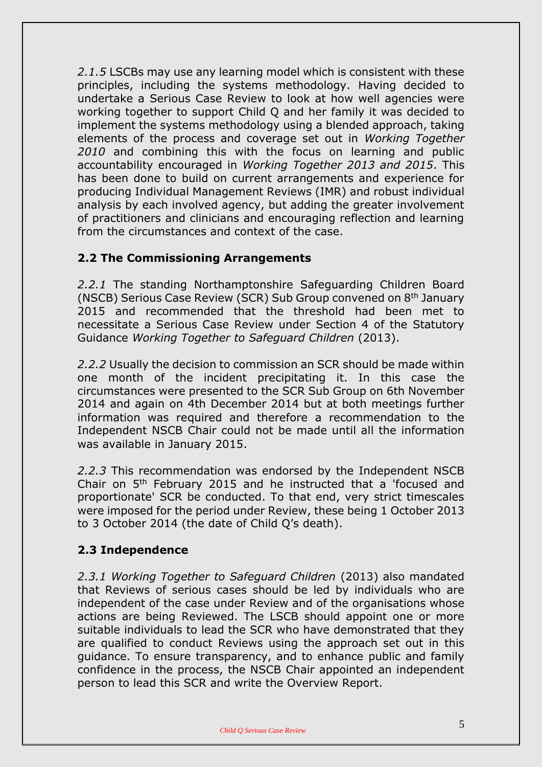*2.1.5* LSCBs may use any learning model which is consistent with these principles, including the systems methodology. Having decided to undertake a Serious Case Review to look at how well agencies were working together to support Child Q and her family it was decided to implement the systems methodology using a blended approach, taking elements of the process and coverage set out in *Working Together 2010* and combining this with the focus on learning and public accountability encouraged in *Working Together 2013 and 2015*. This has been done to build on current arrangements and experience for producing Individual Management Reviews (IMR) and robust individual analysis by each involved agency, but adding the greater involvement of practitioners and clinicians and encouraging reflection and learning from the circumstances and context of the case.

## 2.2 The Commissioning Arrangements

*2.2.1* The standing Northamptonshire Safeguarding Children Board (NSCB) Serious Case Review (SCR) Sub Group convened on 8th January 2015 and recommended that the threshold had been met to necessitate a Serious Case Review under Section 4 of the Statutory Guidance *Working Together to Safeguard Children* (2013).

*2.2.2* Usually the decision to commission an SCR should be made within one month of the incident precipitating it. In this case the circumstances were presented to the SCR Sub Group on 6th November 2014 and again on 4th December 2014 but at both meetings further information was required and therefore a recommendation to the Independent NSCB Chair could not be made until all the information was available in January 2015.

*2.2.3* This recommendation was endorsed by the Independent NSCB Chair on 5th February 2015 and he instructed that a 'focused and proportionate' SCR be conducted. To that end, very strict timescales were imposed for the period under Review, these being 1 October 2013 to 3 October 2014 (the date of Child Q's death).

## 2.3 Independence

*2.3.1 Working Together to Safeguard Children* (2013) also mandated that Reviews of serious cases should be led by individuals who are independent of the case under Review and of the organisations whose actions are being Reviewed. The LSCB should appoint one or more suitable individuals to lead the SCR who have demonstrated that they are qualified to conduct Reviews using the approach set out in this guidance. To ensure transparency, and to enhance public and family confidence in the process, the NSCB Chair appointed an independent person to lead this SCR and write the Overview Report.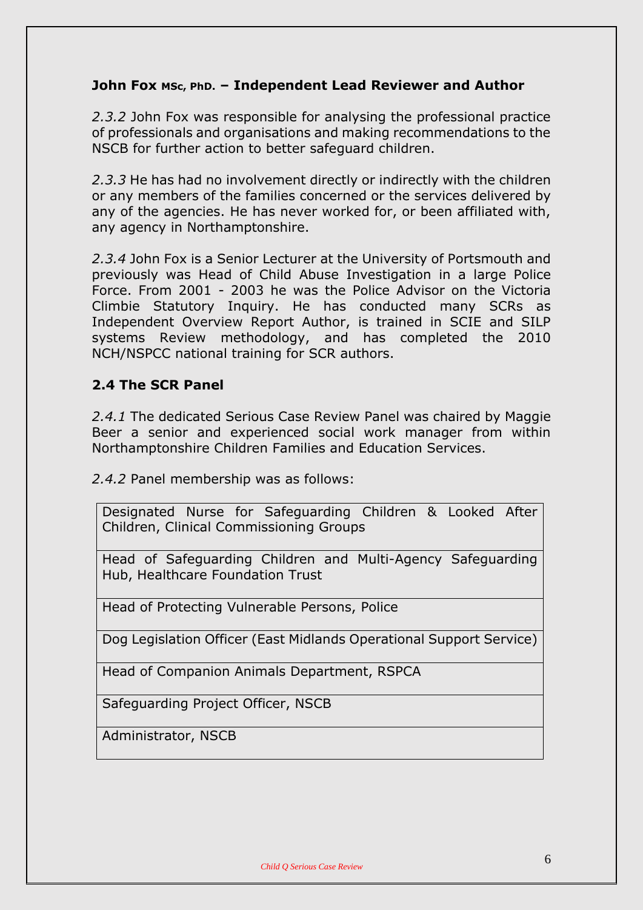**John Fox** MSc, PhD. **– Independent Lead Reviewer and Author**

*2.3.2* John Fox was responsible for analysing the professional practice of professionals and organisations and making recommendations to the NSCB for further action to better safeguard children.

*2.3.3* He has had no involvement directly or indirectly with the children or any members of the families concerned or the services delivered by any of the agencies. He has never worked for, or been affiliated with, any agency in Northamptonshire.

*2.3.4* John Fox is a Senior Lecturer at the University of Portsmouth and previously was Head of Child Abuse Investigation in a large Police Force. From 2001 - 2003 he was the Police Advisor on the Victoria Climbie Statutory Inquiry. He has conducted many SCRs as Independent Overview Report Author, is trained in SCIE and SILP systems Review methodology, and has completed the 2010 NCH/NSPCC national training for SCR authors.

## 2.4 The SCR Panel

*2.4.1* The dedicated Serious Case Review Panel was chaired by Maggie Beer a senior and experienced social work manager from within Northamptonshire Children Families and Education Services.

*2.4.2* Panel membership was as follows:

| |
|---|
| Designated Nurse for Safeguarding Children & Looked After Children, Clinical Commissioning Groups |
| Head of Safeguarding Children and Multi-Agency Safeguarding Hub, Healthcare Foundation Trust |
| Head of Protecting Vulnerable Persons, Police |
| Dog Legislation Officer (East Midlands Operational Support Service) |
| Head of Companion Animals Department, RSPCA |
| Safeguarding Project Officer, NSCB |
| Administrator, NSCB |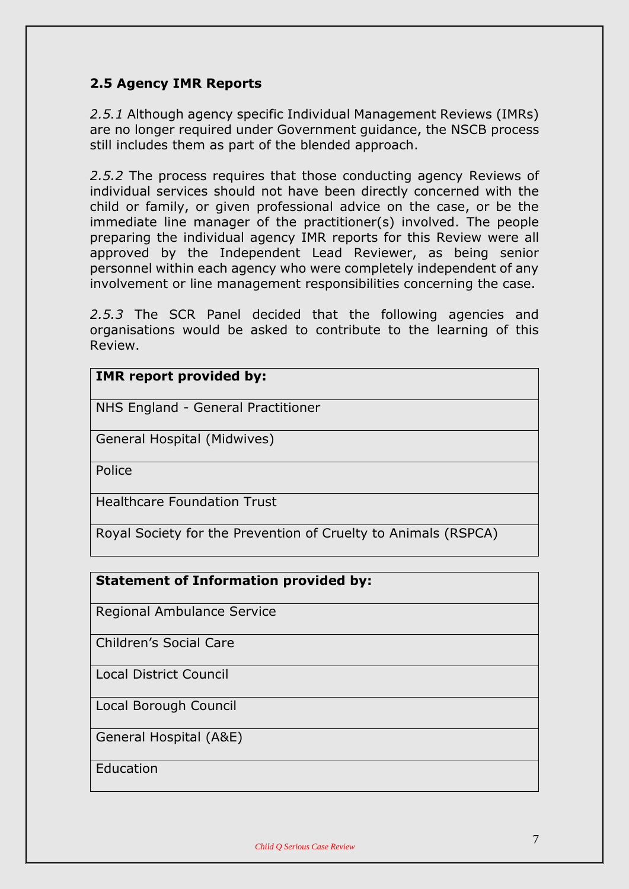## 2.5 Agency IMR Reports

*2.5.1* Although agency specific Individual Management Reviews (IMRs) are no longer required under Government guidance, the NSCB process still includes them as part of the blended approach.

*2.5.2* The process requires that those conducting agency Reviews of individual services should not have been directly concerned with the child or family, or given professional advice on the case, or be the immediate line manager of the practitioner(s) involved. The people preparing the individual agency IMR reports for this Review were all approved by the Independent Lead Reviewer, as being senior personnel within each agency who were completely independent of any involvement or line management responsibilities concerning the case.

*2.5.3* The SCR Panel decided that the following agencies and organisations would be asked to contribute to the learning of this Review.

| **IMR report provided by:** |
|---|
| NHS England - General Practitioner |
| General Hospital (Midwives) |
| Police |
| Healthcare Foundation Trust |
| Royal Society for the Prevention of Cruelty to Animals (RSPCA) |

| **Statement of Information provided by:** |
|---|
| Regional Ambulance Service |
| Children's Social Care |
| Local District Council |
| Local Borough Council |
| General Hospital (A&E) |
| Education |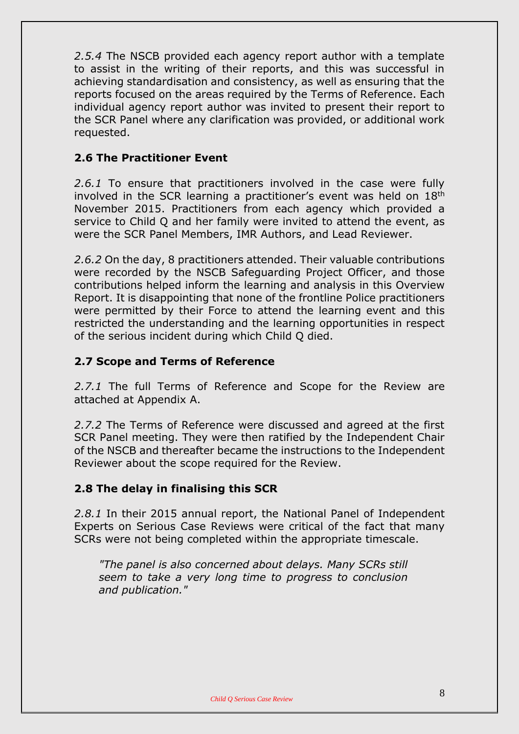*2.5.4* The NSCB provided each agency report author with a template to assist in the writing of their reports, and this was successful in achieving standardisation and consistency, as well as ensuring that the reports focused on the areas required by the Terms of Reference. Each individual agency report author was invited to present their report to the SCR Panel where any clarification was provided, or additional work requested.

### 2.6 The Practitioner Event

*2.6.1* To ensure that practitioners involved in the case were fully involved in the SCR learning a practitioner's event was held on 18th November 2015. Practitioners from each agency which provided a service to Child Q and her family were invited to attend the event, as were the SCR Panel Members, IMR Authors, and Lead Reviewer.

*2.6.2* On the day, 8 practitioners attended. Their valuable contributions were recorded by the NSCB Safeguarding Project Officer, and those contributions helped inform the learning and analysis in this Overview Report. It is disappointing that none of the frontline Police practitioners were permitted by their Force to attend the learning event and this restricted the understanding and the learning opportunities in respect of the serious incident during which Child Q died.

### 2.7 Scope and Terms of Reference

*2.7.1* The full Terms of Reference and Scope for the Review are attached at Appendix A.

*2.7.2* The Terms of Reference were discussed and agreed at the first SCR Panel meeting. They were then ratified by the Independent Chair of the NSCB and thereafter became the instructions to the Independent Reviewer about the scope required for the Review.

### 2.8 The delay in finalising this SCR

*2.8.1* In their 2015 annual report, the National Panel of Independent Experts on Serious Case Reviews were critical of the fact that many SCRs were not being completed within the appropriate timescale.

> *"The panel is also concerned about delays. Many SCRs still seem to take a very long time to progress to conclusion and publication."*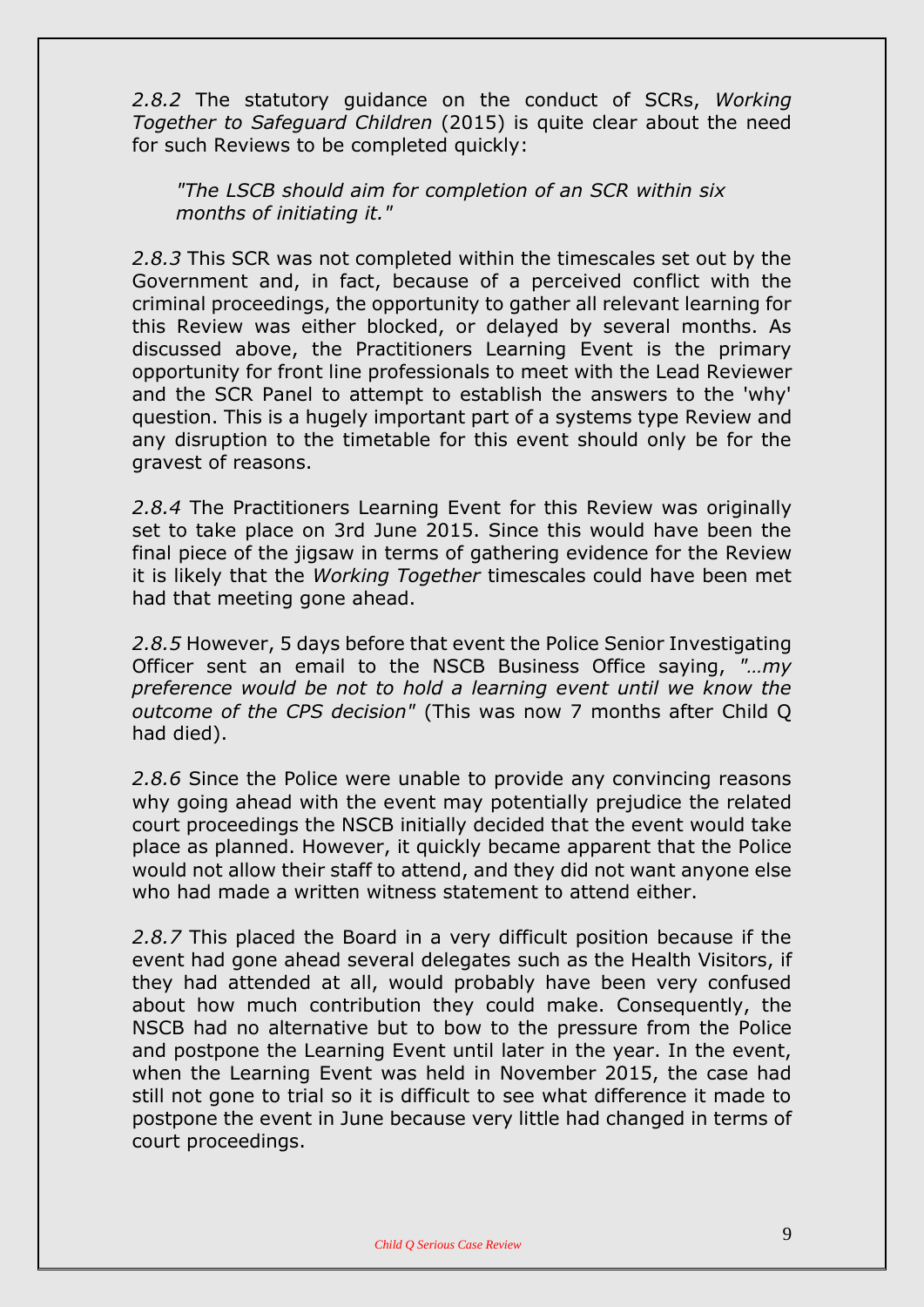*2.8.2* The statutory guidance on the conduct of SCRs, *Working Together to Safeguard Children* (2015) is quite clear about the need for such Reviews to be completed quickly:

> *"The LSCB should aim for completion of an SCR within six months of initiating it."*

*2.8.3* This SCR was not completed within the timescales set out by the Government and, in fact, because of a perceived conflict with the criminal proceedings, the opportunity to gather all relevant learning for this Review was either blocked, or delayed by several months. As discussed above, the Practitioners Learning Event is the primary opportunity for front line professionals to meet with the Lead Reviewer and the SCR Panel to attempt to establish the answers to the 'why' question. This is a hugely important part of a systems type Review and any disruption to the timetable for this event should only be for the gravest of reasons.

*2.8.4* The Practitioners Learning Event for this Review was originally set to take place on 3rd June 2015. Since this would have been the final piece of the jigsaw in terms of gathering evidence for the Review it is likely that the *Working Together* timescales could have been met had that meeting gone ahead.

*2.8.5* However, 5 days before that event the Police Senior Investigating Officer sent an email to the NSCB Business Office saying, *"…my preference would be not to hold a learning event until we know the outcome of the CPS decision"* (This was now 7 months after Child Q had died).

*2.8.6* Since the Police were unable to provide any convincing reasons why going ahead with the event may potentially prejudice the related court proceedings the NSCB initially decided that the event would take place as planned. However, it quickly became apparent that the Police would not allow their staff to attend, and they did not want anyone else who had made a written witness statement to attend either.

*2.8.7* This placed the Board in a very difficult position because if the event had gone ahead several delegates such as the Health Visitors, if they had attended at all, would probably have been very confused about how much contribution they could make. Consequently, the NSCB had no alternative but to bow to the pressure from the Police and postpone the Learning Event until later in the year. In the event, when the Learning Event was held in November 2015, the case had still not gone to trial so it is difficult to see what difference it made to postpone the event in June because very little had changed in terms of court proceedings.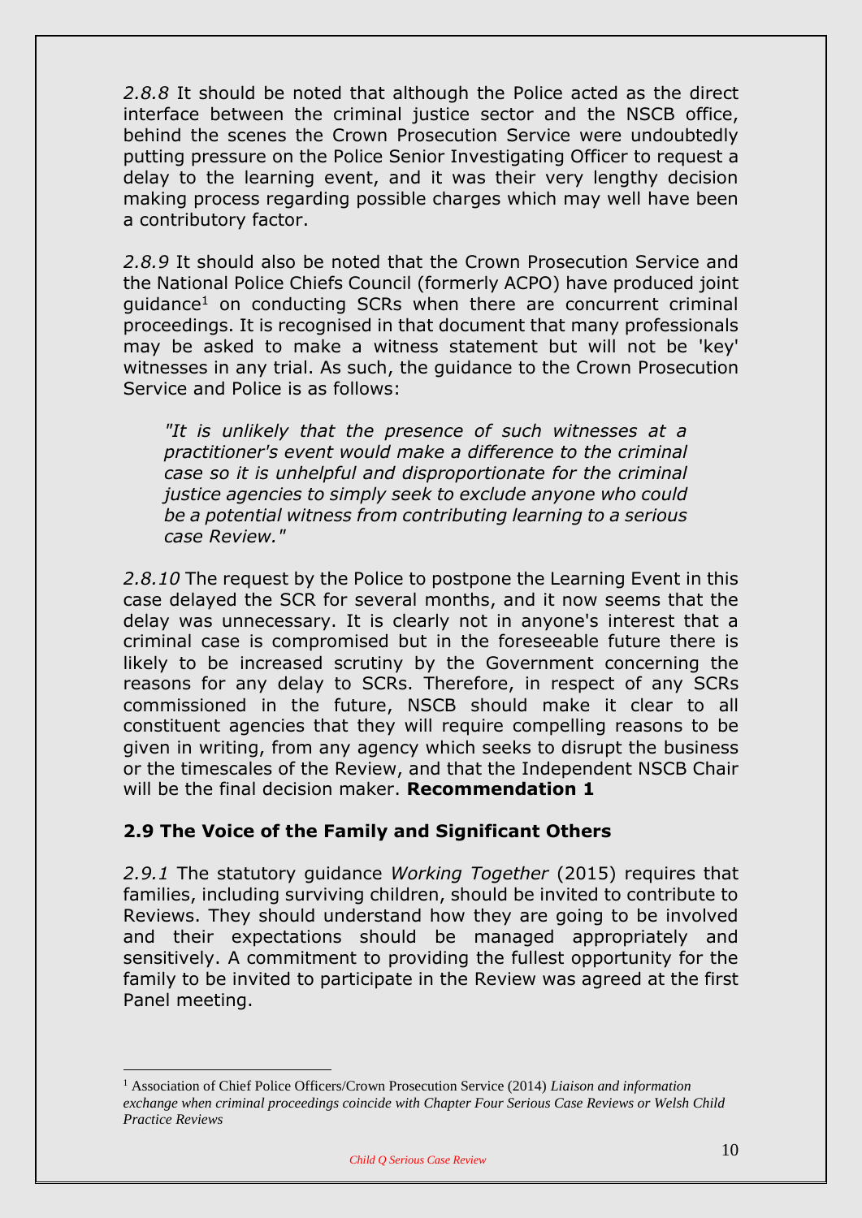*2.8.8* It should be noted that although the Police acted as the direct interface between the criminal justice sector and the NSCB office, behind the scenes the Crown Prosecution Service were undoubtedly putting pressure on the Police Senior Investigating Officer to request a delay to the learning event, and it was their very lengthy decision making process regarding possible charges which may well have been a contributory factor.

*2.8.9* It should also be noted that the Crown Prosecution Service and the National Police Chiefs Council (formerly ACPO) have produced joint guidance[1] on conducting SCRs when there are concurrent criminal proceedings. It is recognised in that document that many professionals may be asked to make a witness statement but will not be 'key' witnesses in any trial. As such, the guidance to the Crown Prosecution Service and Police is as follows:

> *"It is unlikely that the presence of such witnesses at a practitioner's event would make a difference to the criminal case so it is unhelpful and disproportionate for the criminal justice agencies to simply seek to exclude anyone who could be a potential witness from contributing learning to a serious case Review."*

*2.8.10* The request by the Police to postpone the Learning Event in this case delayed the SCR for several months, and it now seems that the delay was unnecessary. It is clearly not in anyone's interest that a criminal case is compromised but in the foreseeable future there is likely to be increased scrutiny by the Government concerning the reasons for any delay to SCRs. Therefore, in respect of any SCRs commissioned in the future, NSCB should make it clear to all constituent agencies that they will require compelling reasons to be given in writing, from any agency which seeks to disrupt the business or the timescales of the Review, and that the Independent NSCB Chair will be the final decision maker. **Recommendation 1**

## 2.9 The Voice of the Family and Significant Others

*2.9.1* The statutory guidance *Working Together* (2015) requires that families, including surviving children, should be invited to contribute to Reviews. They should understand how they are going to be involved and their expectations should be managed appropriately and sensitively. A commitment to providing the fullest opportunity for the family to be invited to participate in the Review was agreed at the first Panel meeting.

---

[1] Association of Chief Police Officers/Crown Prosecution Service (2014) *Liaison and information exchange when criminal proceedings coincide with Chapter Four Serious Case Reviews or Welsh Child Practice Reviews*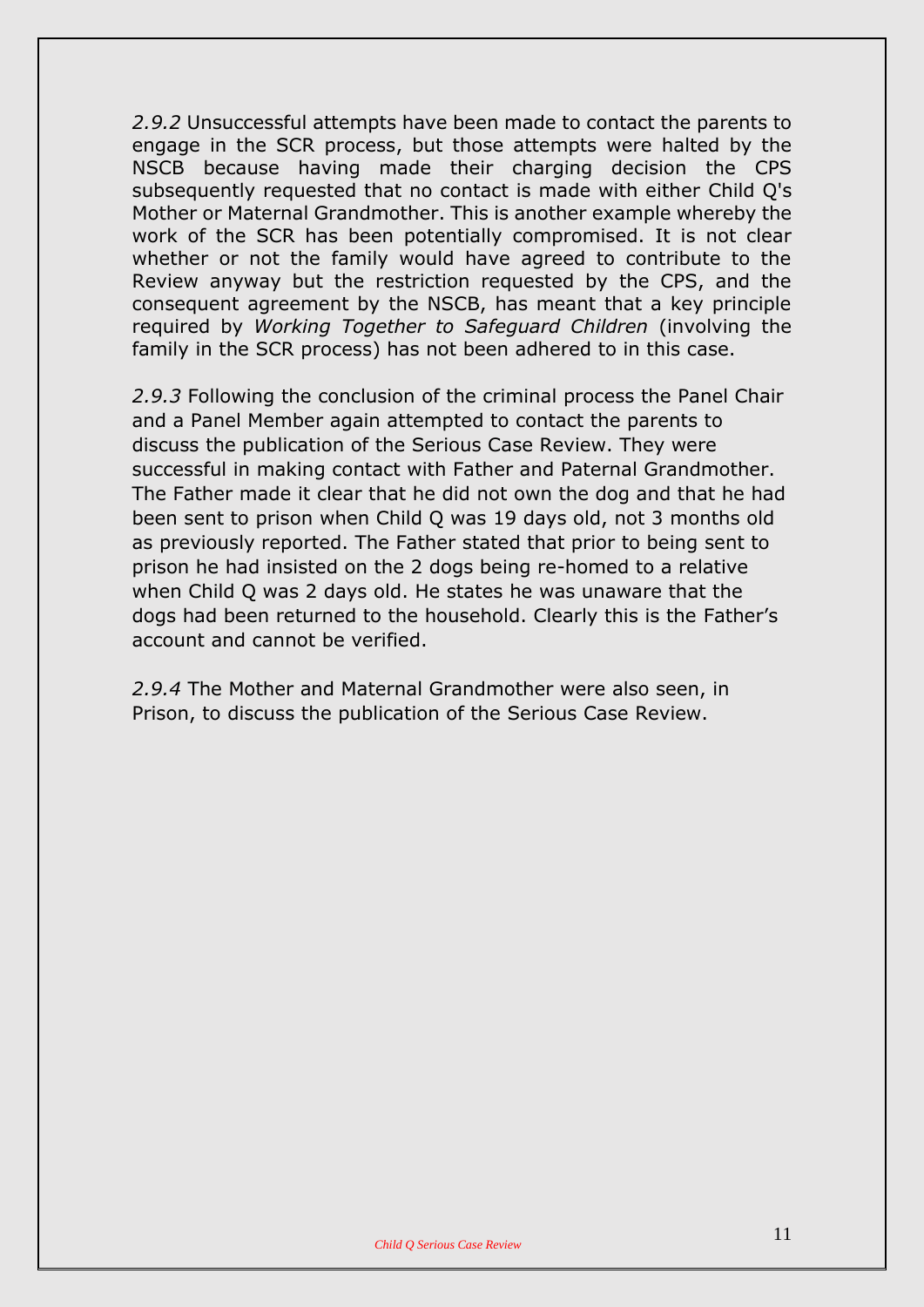*2.9.2* Unsuccessful attempts have been made to contact the parents to engage in the SCR process, but those attempts were halted by the NSCB because having made their charging decision the CPS subsequently requested that no contact is made with either Child Q's Mother or Maternal Grandmother. This is another example whereby the work of the SCR has been potentially compromised. It is not clear whether or not the family would have agreed to contribute to the Review anyway but the restriction requested by the CPS, and the consequent agreement by the NSCB, has meant that a key principle required by *Working Together to Safeguard Children* (involving the family in the SCR process) has not been adhered to in this case.

*2.9.3* Following the conclusion of the criminal process the Panel Chair and a Panel Member again attempted to contact the parents to discuss the publication of the Serious Case Review. They were successful in making contact with Father and Paternal Grandmother. The Father made it clear that he did not own the dog and that he had been sent to prison when Child Q was 19 days old, not 3 months old as previously reported. The Father stated that prior to being sent to prison he had insisted on the 2 dogs being re-homed to a relative when Child Q was 2 days old. He states he was unaware that the dogs had been returned to the household. Clearly this is the Father's account and cannot be verified.

*2.9.4* The Mother and Maternal Grandmother were also seen, in Prison, to discuss the publication of the Serious Case Review.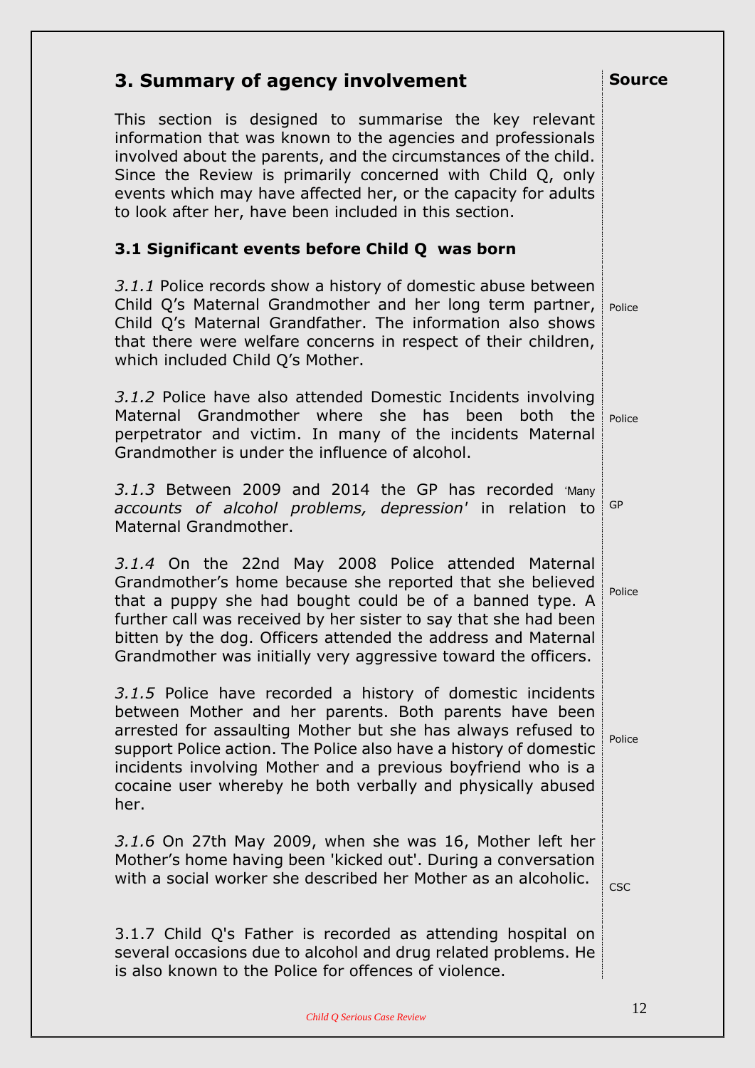## 3. Summary of agency involvement

**Source**

This section is designed to summarise the key relevant information that was known to the agencies and professionals involved about the parents, and the circumstances of the child. Since the Review is primarily concerned with Child Q, only events which may have affected her, or the capacity for adults to look after her, have been included in this section.

### 3.1 Significant events before Child Q was born

*3.1.1* Police records show a history of domestic abuse between Child Q's Maternal Grandmother and her long term partner, Child Q's Maternal Grandfather. The information also shows that there were welfare concerns in respect of their children, which included Child Q's Mother. — Police

*3.1.2* Police have also attended Domestic Incidents involving Maternal Grandmother where she has been both the perpetrator and victim. In many of the incidents Maternal Grandmother is under the influence of alcohol. — Police

*3.1.3* Between 2009 and 2014 the GP has recorded *'Many accounts of alcohol problems, depression'* in relation to Maternal Grandmother. — GP

*3.1.4* On the 22nd May 2008 Police attended Maternal Grandmother's home because she reported that she believed that a puppy she had bought could be of a banned type. A further call was received by her sister to say that she had been bitten by the dog. Officers attended the address and Maternal Grandmother was initially very aggressive toward the officers. — Police

*3.1.5* Police have recorded a history of domestic incidents between Mother and her parents. Both parents have been arrested for assaulting Mother but she has always refused to support Police action. The Police also have a history of domestic incidents involving Mother and a previous boyfriend who is a cocaine user whereby he both verbally and physically abused her. — Police

*3.1.6* On 27th May 2009, when she was 16, Mother left her Mother's home having been 'kicked out'. During a conversation with a social worker she described her Mother as an alcoholic. — CSC

3.1.7 Child Q's Father is recorded as attending hospital on several occasions due to alcohol and drug related problems. He is also known to the Police for offences of violence.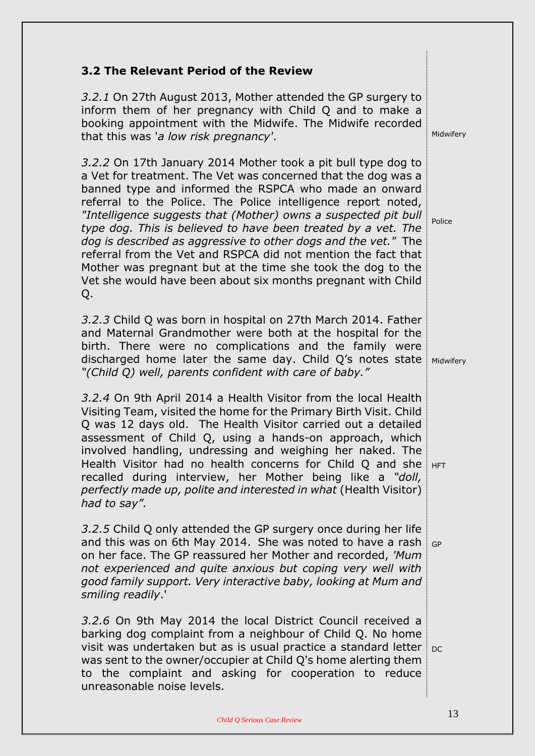### 3.2 The Relevant Period of the Review

*3.2.1* On 27th August 2013, Mother attended the GP surgery to inform them of her pregnancy with Child Q and to make a booking appointment with the Midwife. The Midwife recorded that this was '*a low risk pregnancy*'.

Midwifery

*3.2.2* On 17th January 2014 Mother took a pit bull type dog to a Vet for treatment. The Vet was concerned that the dog was a banned type and informed the RSPCA who made an onward referral to the Police. The Police intelligence report noted, *"Intelligence suggests that (Mother) owns a suspected pit bull type dog. This is believed to have been treated by a vet. The dog is described as aggressive to other dogs and the vet."* The referral from the Vet and RSPCA did not mention the fact that Mother was pregnant but at the time she took the dog to the Vet she would have been about six months pregnant with Child Q.

Police

*3.2.3* Child Q was born in hospital on 27th March 2014. Father and Maternal Grandmother were both at the hospital for the birth. There were no complications and the family were discharged home later the same day. Child Q's notes state *"(Child Q) well, parents confident with care of baby."*

Midwifery

*3.2.4* On 9th April 2014 a Health Visitor from the local Health Visiting Team, visited the home for the Primary Birth Visit. Child Q was 12 days old. The Health Visitor carried out a detailed assessment of Child Q, using a hands-on approach, which involved handling, undressing and weighing her naked. The Health Visitor had no health concerns for Child Q and she recalled during interview, her Mother being like a *"doll, perfectly made up, polite and interested in what* (Health Visitor) *had to say".*

HFT

*3.2.5* Child Q only attended the GP surgery once during her life and this was on 6th May 2014. She was noted to have a rash on her face. The GP reassured her Mother and recorded, *'Mum not experienced and quite anxious but coping very well with good family support. Very interactive baby, looking at Mum and smiling readily*.'

GP

*3.2.6* On 9th May 2014 the local District Council received a barking dog complaint from a neighbour of Child Q. No home visit was undertaken but as is usual practice a standard letter was sent to the owner/occupier at Child Q's home alerting them to the complaint and asking for cooperation to reduce unreasonable noise levels.

DC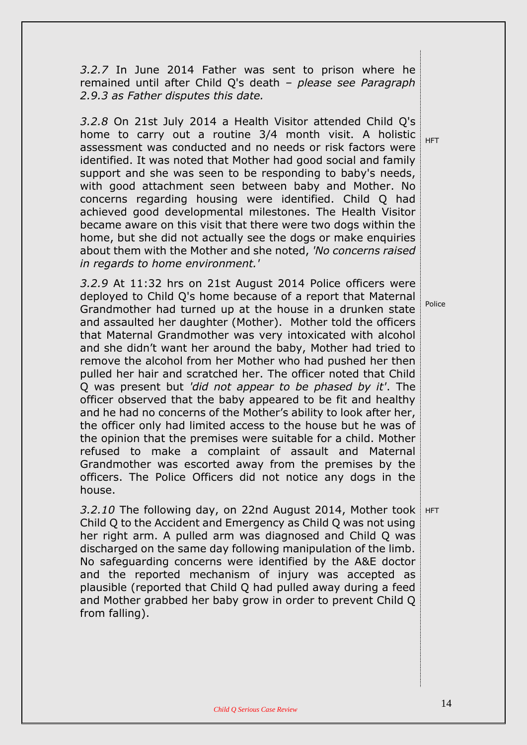*3.2.7* In June 2014 Father was sent to prison where he remained until after Child Q's death – *please see Paragraph 2.9.3 as Father disputes this date.*

*3.2.8* On 21st July 2014 a Health Visitor attended Child Q's home to carry out a routine 3/4 month visit. A holistic assessment was conducted and no needs or risk factors were identified. It was noted that Mother had good social and family support and she was seen to be responding to baby's needs, with good attachment seen between baby and Mother. No concerns regarding housing were identified. Child Q had achieved good developmental milestones. The Health Visitor became aware on this visit that there were two dogs within the home, but she did not actually see the dogs or make enquiries about them with the Mother and she noted, *'No concerns raised in regards to home environment.'*

HFT

*3.2.9* At 11:32 hrs on 21st August 2014 Police officers were deployed to Child Q's home because of a report that Maternal Grandmother had turned up at the house in a drunken state and assaulted her daughter (Mother). Mother told the officers that Maternal Grandmother was very intoxicated with alcohol and she didn't want her around the baby, Mother had tried to remove the alcohol from her Mother who had pushed her then pulled her hair and scratched her. The officer noted that Child Q was present but *'did not appear to be phased by it'*. The officer observed that the baby appeared to be fit and healthy and he had no concerns of the Mother's ability to look after her, the officer only had limited access to the house but he was of the opinion that the premises were suitable for a child. Mother refused to make a complaint of assault and Maternal Grandmother was escorted away from the premises by the officers. The Police Officers did not notice any dogs in the house.

Police

*3.2.10* The following day, on 22nd August 2014, Mother took Child Q to the Accident and Emergency as Child Q was not using her right arm. A pulled arm was diagnosed and Child Q was discharged on the same day following manipulation of the limb. No safeguarding concerns were identified by the A&E doctor and the reported mechanism of injury was accepted as plausible (reported that Child Q had pulled away during a feed and Mother grabbed her baby grow in order to prevent Child Q from falling).

HFT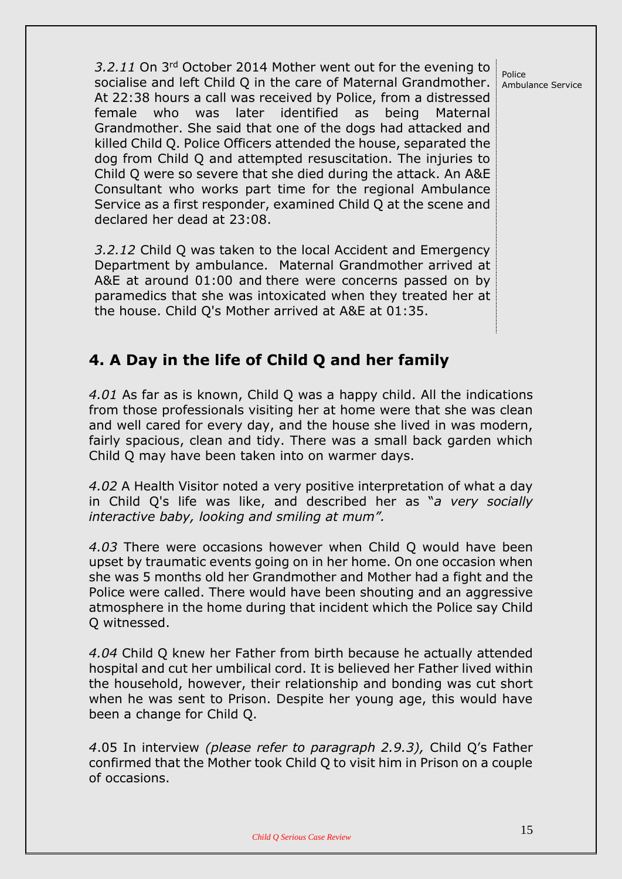*3.2.11* On 3rd October 2014 Mother went out for the evening to socialise and left Child Q in the care of Maternal Grandmother. At 22:38 hours a call was received by Police, from a distressed female who was later identified as being Maternal Grandmother. She said that one of the dogs had attacked and killed Child Q. Police Officers attended the house, separated the dog from Child Q and attempted resuscitation. The injuries to Child Q were so severe that she died during the attack. An A&E Consultant who works part time for the regional Ambulance Service as a first responder, examined Child Q at the scene and declared her dead at 23:08.

*3.2.12* Child Q was taken to the local Accident and Emergency Department by ambulance. Maternal Grandmother arrived at A&E at around 01:00 and there were concerns passed on by paramedics that she was intoxicated when they treated her at the house. Child Q's Mother arrived at A&E at 01:35.

Police
Ambulance Service

## 4. A Day in the life of Child Q and her family

*4.01* As far as is known, Child Q was a happy child. All the indications from those professionals visiting her at home were that she was clean and well cared for every day, and the house she lived in was modern, fairly spacious, clean and tidy. There was a small back garden which Child Q may have been taken into on warmer days.

*4.02* A Health Visitor noted a very positive interpretation of what a day in Child Q's life was like, and described her as "*a very socially interactive baby, looking and smiling at mum".*

*4.03* There were occasions however when Child Q would have been upset by traumatic events going on in her home. On one occasion when she was 5 months old her Grandmother and Mother had a fight and the Police were called. There would have been shouting and an aggressive atmosphere in the home during that incident which the Police say Child Q witnessed.

*4.04* Child Q knew her Father from birth because he actually attended hospital and cut her umbilical cord. It is believed her Father lived within the household, however, their relationship and bonding was cut short when he was sent to Prison. Despite her young age, this would have been a change for Child Q.

*4*.05 In interview *(please refer to paragraph 2.9.3),* Child Q's Father confirmed that the Mother took Child Q to visit him in Prison on a couple of occasions.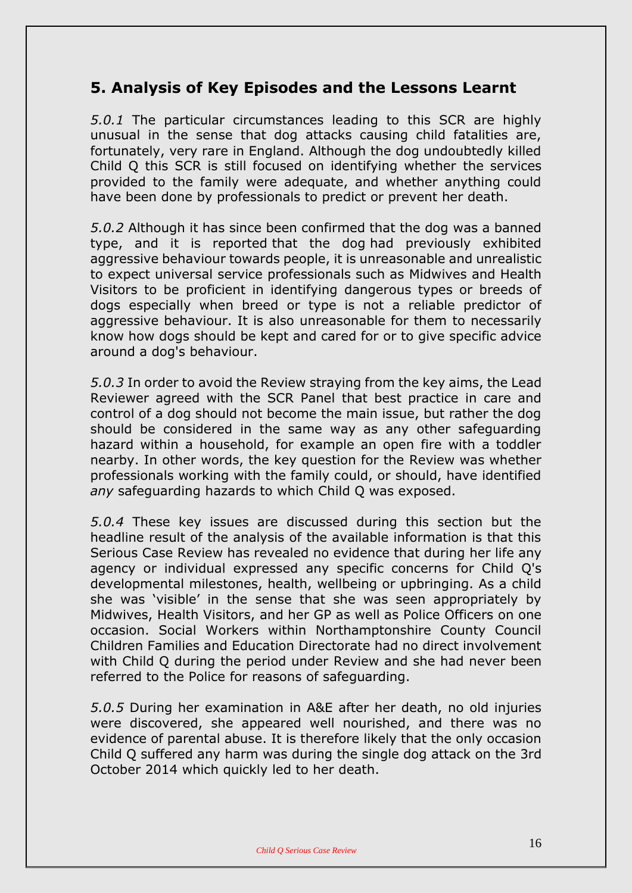## 5. Analysis of Key Episodes and the Lessons Learnt

*5.0.1* The particular circumstances leading to this SCR are highly unusual in the sense that dog attacks causing child fatalities are, fortunately, very rare in England. Although the dog undoubtedly killed Child Q this SCR is still focused on identifying whether the services provided to the family were adequate, and whether anything could have been done by professionals to predict or prevent her death.

*5.0.2* Although it has since been confirmed that the dog was a banned type, and it is reported that the dog had previously exhibited aggressive behaviour towards people, it is unreasonable and unrealistic to expect universal service professionals such as Midwives and Health Visitors to be proficient in identifying dangerous types or breeds of dogs especially when breed or type is not a reliable predictor of aggressive behaviour. It is also unreasonable for them to necessarily know how dogs should be kept and cared for or to give specific advice around a dog's behaviour.

*5.0.3* In order to avoid the Review straying from the key aims, the Lead Reviewer agreed with the SCR Panel that best practice in care and control of a dog should not become the main issue, but rather the dog should be considered in the same way as any other safeguarding hazard within a household, for example an open fire with a toddler nearby. In other words, the key question for the Review was whether professionals working with the family could, or should, have identified *any* safeguarding hazards to which Child Q was exposed.

*5.0.4* These key issues are discussed during this section but the headline result of the analysis of the available information is that this Serious Case Review has revealed no evidence that during her life any agency or individual expressed any specific concerns for Child Q's developmental milestones, health, wellbeing or upbringing. As a child she was 'visible' in the sense that she was seen appropriately by Midwives, Health Visitors, and her GP as well as Police Officers on one occasion. Social Workers within Northamptonshire County Council Children Families and Education Directorate had no direct involvement with Child Q during the period under Review and she had never been referred to the Police for reasons of safeguarding.

*5.0.5* During her examination in A&E after her death, no old injuries were discovered, she appeared well nourished, and there was no evidence of parental abuse. It is therefore likely that the only occasion Child Q suffered any harm was during the single dog attack on the 3rd October 2014 which quickly led to her death.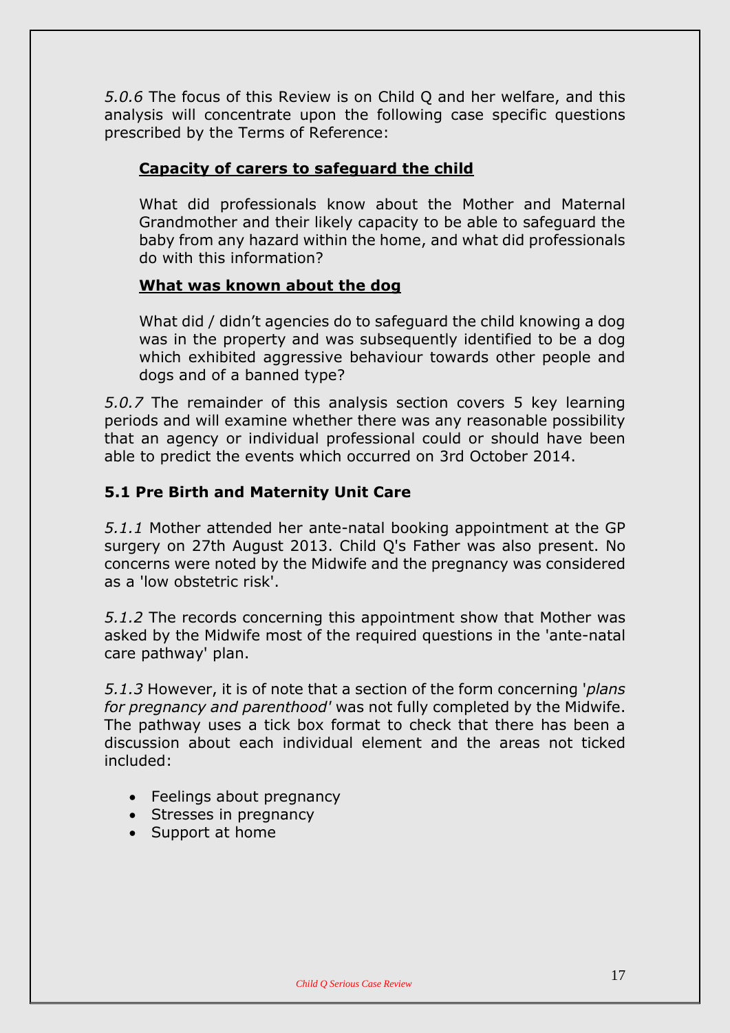*5.0.6* The focus of this Review is on Child Q and her welfare, and this analysis will concentrate upon the following case specific questions prescribed by the Terms of Reference:

**<u>Capacity of carers to safeguard the child</u>**

What did professionals know about the Mother and Maternal Grandmother and their likely capacity to be able to safeguard the baby from any hazard within the home, and what did professionals do with this information?

**<u>What was known about the dog</u>**

What did / didn't agencies do to safeguard the child knowing a dog was in the property and was subsequently identified to be a dog which exhibited aggressive behaviour towards other people and dogs and of a banned type?

*5.0.7* The remainder of this analysis section covers 5 key learning periods and will examine whether there was any reasonable possibility that an agency or individual professional could or should have been able to predict the events which occurred on 3rd October 2014.

### 5.1 Pre Birth and Maternity Unit Care

*5.1.1* Mother attended her ante-natal booking appointment at the GP surgery on 27th August 2013. Child Q's Father was also present. No concerns were noted by the Midwife and the pregnancy was considered as a 'low obstetric risk'.

*5.1.2* The records concerning this appointment show that Mother was asked by the Midwife most of the required questions in the 'ante-natal care pathway' plan.

*5.1.3* However, it is of note that a section of the form concerning '*plans for pregnancy and parenthood'* was not fully completed by the Midwife. The pathway uses a tick box format to check that there has been a discussion about each individual element and the areas not ticked included:

- Feelings about pregnancy
- Stresses in pregnancy
- Support at home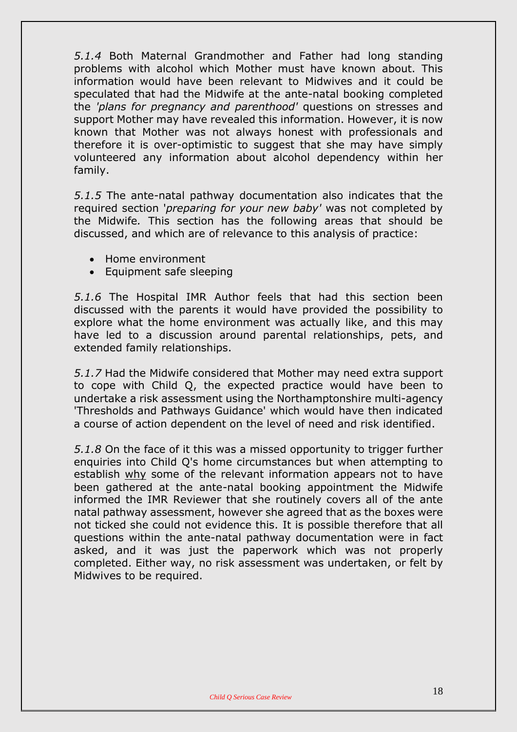*5.1.4* Both Maternal Grandmother and Father had long standing problems with alcohol which Mother must have known about. This information would have been relevant to Midwives and it could be speculated that had the Midwife at the ante-natal booking completed the *'plans for pregnancy and parenthood'* questions on stresses and support Mother may have revealed this information. However, it is now known that Mother was not always honest with professionals and therefore it is over-optimistic to suggest that she may have simply volunteered any information about alcohol dependency within her family.

*5.1.5* The ante-natal pathway documentation also indicates that the required section '*preparing for your new baby'* was not completed by the Midwife*.* This section has the following areas that should be discussed, and which are of relevance to this analysis of practice:

- Home environment
- Equipment safe sleeping

*5.1.6* The Hospital IMR Author feels that had this section been discussed with the parents it would have provided the possibility to explore what the home environment was actually like, and this may have led to a discussion around parental relationships, pets, and extended family relationships.

*5.1.7* Had the Midwife considered that Mother may need extra support to cope with Child Q, the expected practice would have been to undertake a risk assessment using the Northamptonshire multi-agency 'Thresholds and Pathways Guidance' which would have then indicated a course of action dependent on the level of need and risk identified.

*5.1.8* On the face of it this was a missed opportunity to trigger further enquiries into Child Q's home circumstances but when attempting to establish why some of the relevant information appears not to have been gathered at the ante-natal booking appointment the Midwife informed the IMR Reviewer that she routinely covers all of the ante natal pathway assessment, however she agreed that as the boxes were not ticked she could not evidence this. It is possible therefore that all questions within the ante-natal pathway documentation were in fact asked, and it was just the paperwork which was not properly completed. Either way, no risk assessment was undertaken, or felt by Midwives to be required.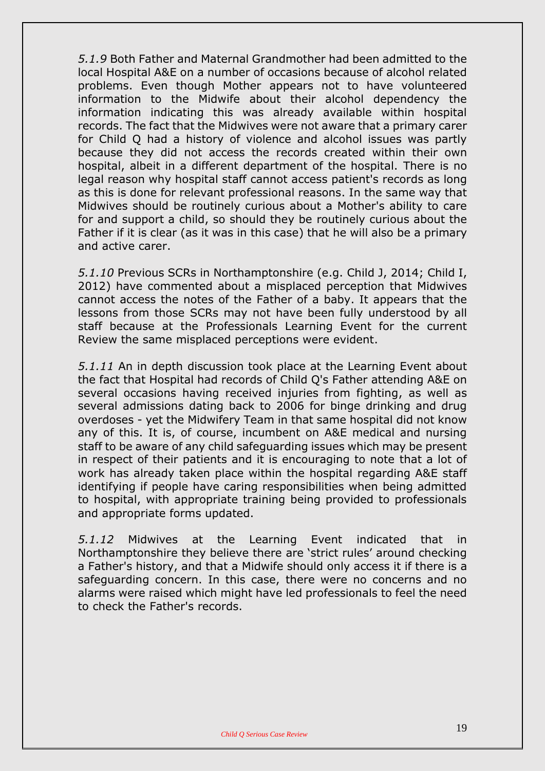*5.1.9* Both Father and Maternal Grandmother had been admitted to the local Hospital A&E on a number of occasions because of alcohol related problems. Even though Mother appears not to have volunteered information to the Midwife about their alcohol dependency the information indicating this was already available within hospital records. The fact that the Midwives were not aware that a primary carer for Child Q had a history of violence and alcohol issues was partly because they did not access the records created within their own hospital, albeit in a different department of the hospital. There is no legal reason why hospital staff cannot access patient's records as long as this is done for relevant professional reasons. In the same way that Midwives should be routinely curious about a Mother's ability to care for and support a child, so should they be routinely curious about the Father if it is clear (as it was in this case) that he will also be a primary and active carer.

*5.1.10* Previous SCRs in Northamptonshire (e.g. Child J, 2014; Child I, 2012) have commented about a misplaced perception that Midwives cannot access the notes of the Father of a baby. It appears that the lessons from those SCRs may not have been fully understood by all staff because at the Professionals Learning Event for the current Review the same misplaced perceptions were evident.

*5.1.11* An in depth discussion took place at the Learning Event about the fact that Hospital had records of Child Q's Father attending A&E on several occasions having received injuries from fighting, as well as several admissions dating back to 2006 for binge drinking and drug overdoses - yet the Midwifery Team in that same hospital did not know any of this. It is, of course, incumbent on A&E medical and nursing staff to be aware of any child safeguarding issues which may be present in respect of their patients and it is encouraging to note that a lot of work has already taken place within the hospital regarding A&E staff identifying if people have caring responsibilities when being admitted to hospital, with appropriate training being provided to professionals and appropriate forms updated.

*5.1.12* Midwives at the Learning Event indicated that in Northamptonshire they believe there are 'strict rules' around checking a Father's history, and that a Midwife should only access it if there is a safeguarding concern. In this case, there were no concerns and no alarms were raised which might have led professionals to feel the need to check the Father's records.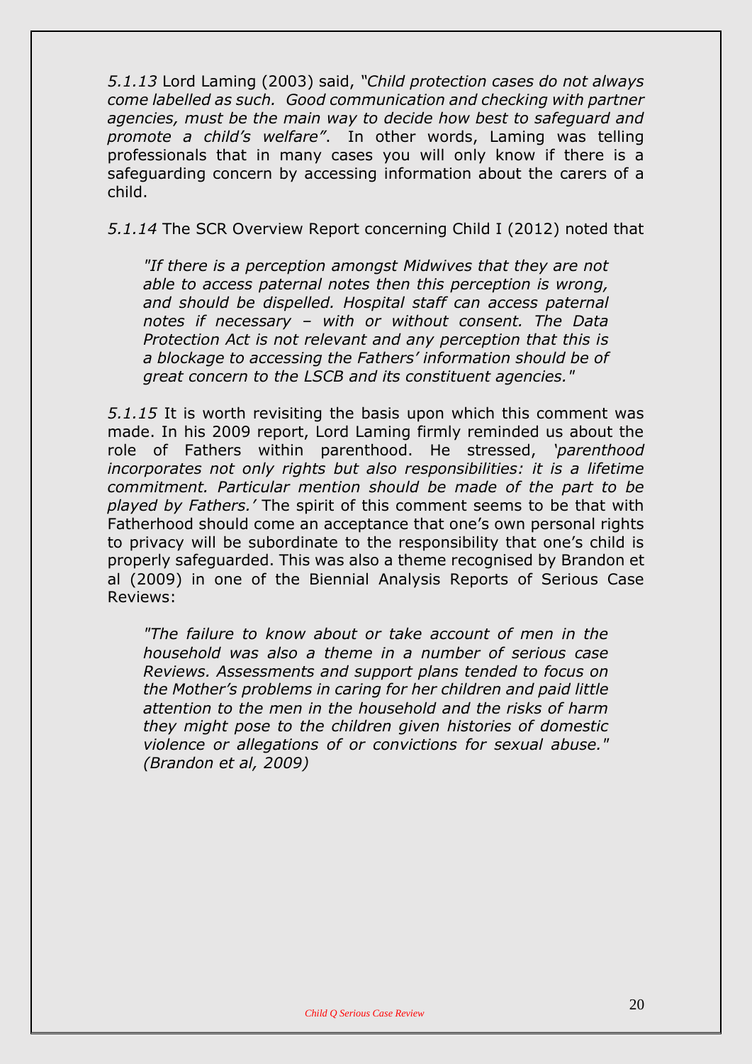*5.1.13* Lord Laming (2003) said, *"Child protection cases do not always come labelled as such. Good communication and checking with partner agencies, must be the main way to decide how best to safeguard and promote a child's welfare"*. In other words, Laming was telling professionals that in many cases you will only know if there is a safeguarding concern by accessing information about the carers of a child.

*5.1.14* The SCR Overview Report concerning Child I (2012) noted that

> *"If there is a perception amongst Midwives that they are not able to access paternal notes then this perception is wrong, and should be dispelled. Hospital staff can access paternal notes if necessary – with or without consent. The Data Protection Act is not relevant and any perception that this is a blockage to accessing the Fathers' information should be of great concern to the LSCB and its constituent agencies."*

*5.1.15* It is worth revisiting the basis upon which this comment was made. In his 2009 report, Lord Laming firmly reminded us about the role of Fathers within parenthood. He stressed, *'parenthood incorporates not only rights but also responsibilities: it is a lifetime commitment. Particular mention should be made of the part to be played by Fathers.'* The spirit of this comment seems to be that with Fatherhood should come an acceptance that one's own personal rights to privacy will be subordinate to the responsibility that one's child is properly safeguarded. This was also a theme recognised by Brandon et al (2009) in one of the Biennial Analysis Reports of Serious Case Reviews:

> *"The failure to know about or take account of men in the household was also a theme in a number of serious case Reviews. Assessments and support plans tended to focus on the Mother's problems in caring for her children and paid little attention to the men in the household and the risks of harm they might pose to the children given histories of domestic violence or allegations of or convictions for sexual abuse." (Brandon et al, 2009)*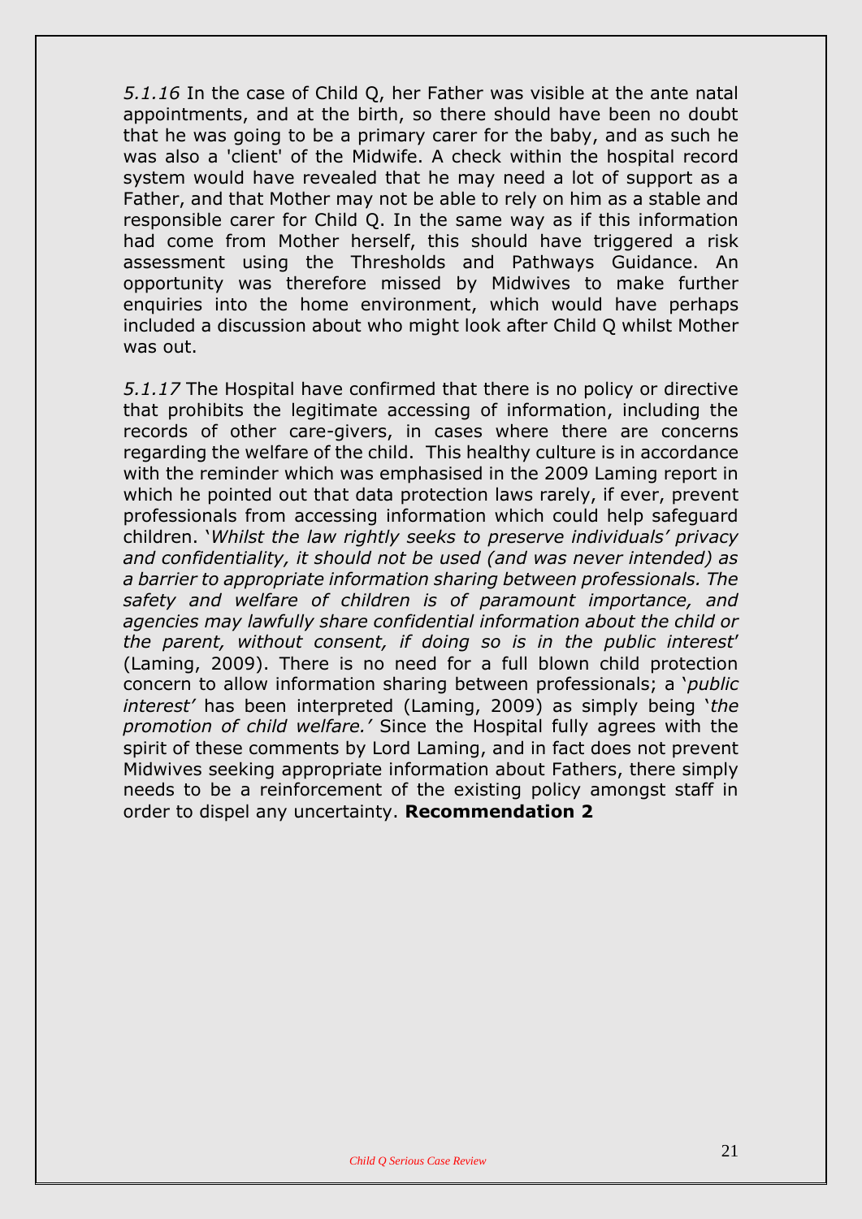*5.1.16* In the case of Child Q, her Father was visible at the ante natal appointments, and at the birth, so there should have been no doubt that he was going to be a primary carer for the baby, and as such he was also a 'client' of the Midwife. A check within the hospital record system would have revealed that he may need a lot of support as a Father, and that Mother may not be able to rely on him as a stable and responsible carer for Child Q. In the same way as if this information had come from Mother herself, this should have triggered a risk assessment using the Thresholds and Pathways Guidance. An opportunity was therefore missed by Midwives to make further enquiries into the home environment, which would have perhaps included a discussion about who might look after Child Q whilst Mother was out.

*5.1.17* The Hospital have confirmed that there is no policy or directive that prohibits the legitimate accessing of information, including the records of other care-givers, in cases where there are concerns regarding the welfare of the child. This healthy culture is in accordance with the reminder which was emphasised in the 2009 Laming report in which he pointed out that data protection laws rarely, if ever, prevent professionals from accessing information which could help safeguard children. '*Whilst the law rightly seeks to preserve individuals' privacy and confidentiality, it should not be used (and was never intended) as a barrier to appropriate information sharing between professionals. The safety and welfare of children is of paramount importance, and agencies may lawfully share confidential information about the child or the parent, without consent, if doing so is in the public interest*' (Laming, 2009). There is no need for a full blown child protection concern to allow information sharing between professionals; a '*public interest*' has been interpreted (Laming, 2009) as simply being '*the promotion of child welfare.*' Since the Hospital fully agrees with the spirit of these comments by Lord Laming, and in fact does not prevent Midwives seeking appropriate information about Fathers, there simply needs to be a reinforcement of the existing policy amongst staff in order to dispel any uncertainty. **Recommendation 2**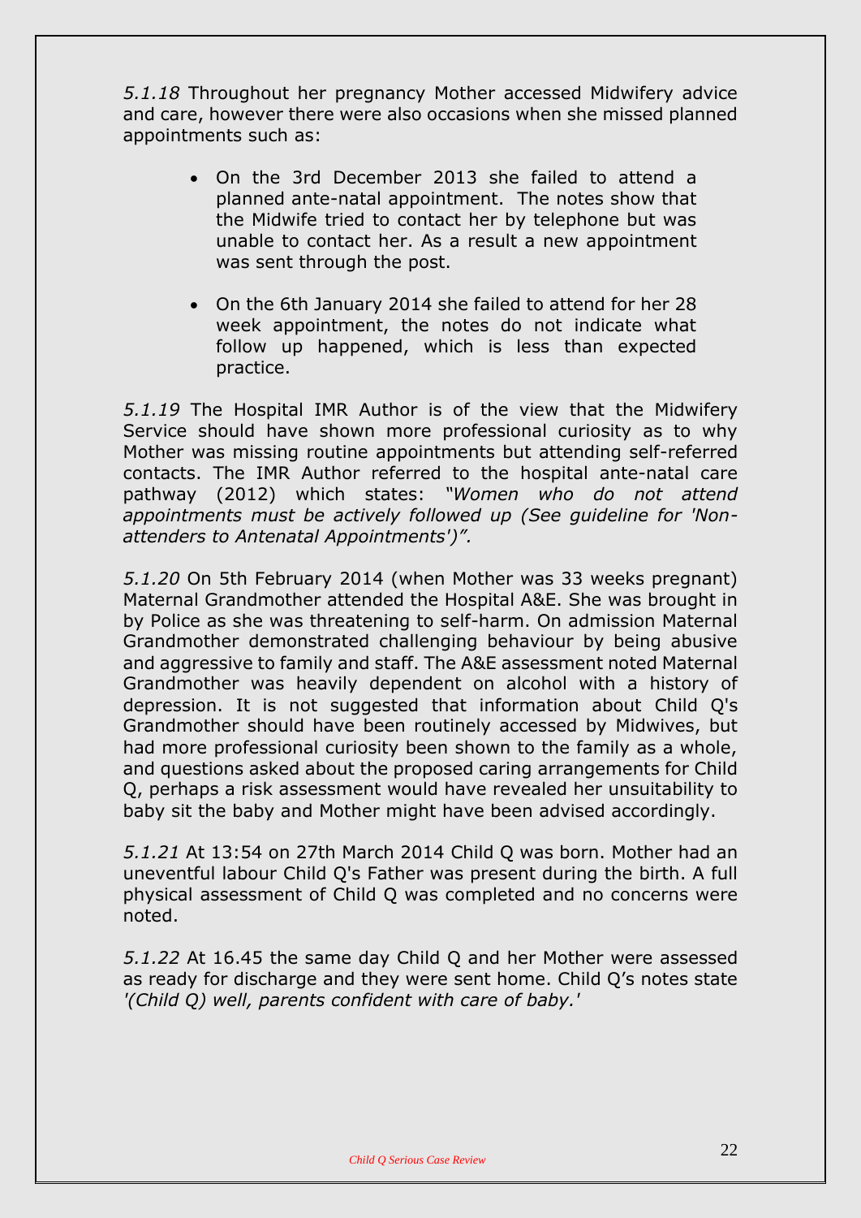*5.1.18* Throughout her pregnancy Mother accessed Midwifery advice and care, however there were also occasions when she missed planned appointments such as:

- On the 3rd December 2013 she failed to attend a planned ante-natal appointment. The notes show that the Midwife tried to contact her by telephone but was unable to contact her. As a result a new appointment was sent through the post.

- On the 6th January 2014 she failed to attend for her 28 week appointment, the notes do not indicate what follow up happened, which is less than expected practice.

*5.1.19* The Hospital IMR Author is of the view that the Midwifery Service should have shown more professional curiosity as to why Mother was missing routine appointments but attending self-referred contacts. The IMR Author referred to the hospital ante-natal care pathway (2012) which states: *"Women who do not attend appointments must be actively followed up (See guideline for 'Non-attenders to Antenatal Appointments')".*

*5.1.20* On 5th February 2014 (when Mother was 33 weeks pregnant) Maternal Grandmother attended the Hospital A&E. She was brought in by Police as she was threatening to self-harm. On admission Maternal Grandmother demonstrated challenging behaviour by being abusive and aggressive to family and staff. The A&E assessment noted Maternal Grandmother was heavily dependent on alcohol with a history of depression. It is not suggested that information about Child Q's Grandmother should have been routinely accessed by Midwives, but had more professional curiosity been shown to the family as a whole, and questions asked about the proposed caring arrangements for Child Q, perhaps a risk assessment would have revealed her unsuitability to baby sit the baby and Mother might have been advised accordingly.

*5.1.21* At 13:54 on 27th March 2014 Child Q was born. Mother had an uneventful labour Child Q's Father was present during the birth. A full physical assessment of Child Q was completed and no concerns were noted.

*5.1.22* At 16.45 the same day Child Q and her Mother were assessed as ready for discharge and they were sent home. Child Q's notes state *'(Child Q) well, parents confident with care of baby.'*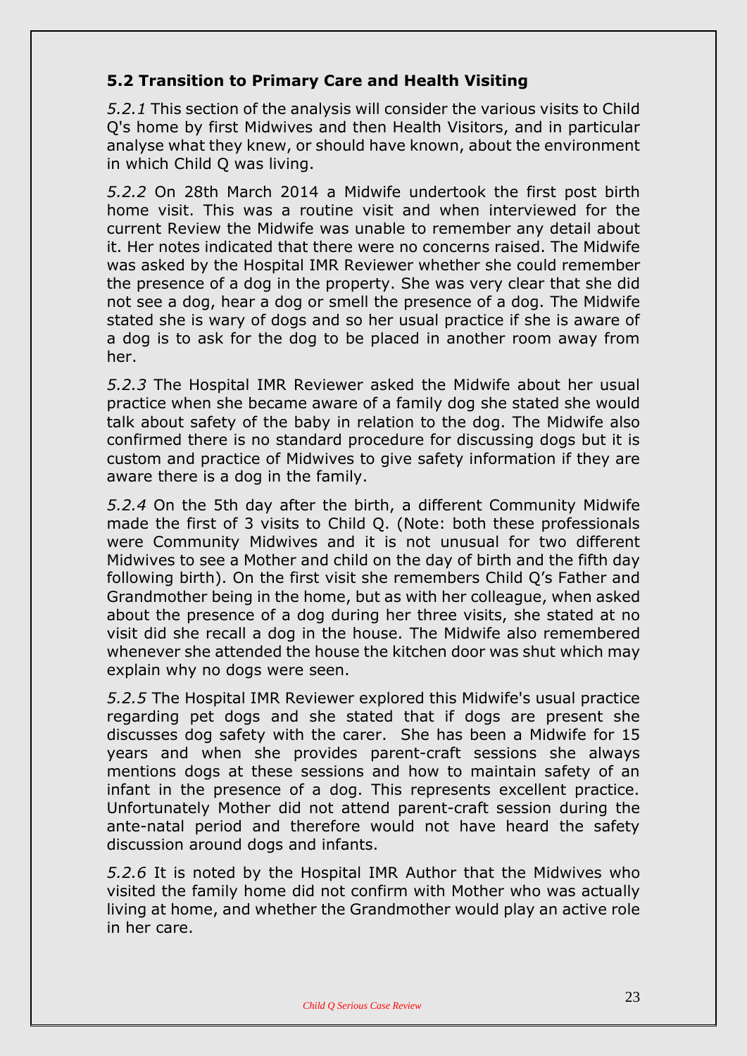### 5.2 Transition to Primary Care and Health Visiting

*5.2.1* This section of the analysis will consider the various visits to Child Q's home by first Midwives and then Health Visitors, and in particular analyse what they knew, or should have known, about the environment in which Child Q was living.

*5.2.2* On 28th March 2014 a Midwife undertook the first post birth home visit. This was a routine visit and when interviewed for the current Review the Midwife was unable to remember any detail about it. Her notes indicated that there were no concerns raised. The Midwife was asked by the Hospital IMR Reviewer whether she could remember the presence of a dog in the property. She was very clear that she did not see a dog, hear a dog or smell the presence of a dog. The Midwife stated she is wary of dogs and so her usual practice if she is aware of a dog is to ask for the dog to be placed in another room away from her.

*5.2.3* The Hospital IMR Reviewer asked the Midwife about her usual practice when she became aware of a family dog she stated she would talk about safety of the baby in relation to the dog. The Midwife also confirmed there is no standard procedure for discussing dogs but it is custom and practice of Midwives to give safety information if they are aware there is a dog in the family.

*5.2.4* On the 5th day after the birth, a different Community Midwife made the first of 3 visits to Child Q. (Note: both these professionals were Community Midwives and it is not unusual for two different Midwives to see a Mother and child on the day of birth and the fifth day following birth). On the first visit she remembers Child Q's Father and Grandmother being in the home, but as with her colleague, when asked about the presence of a dog during her three visits, she stated at no visit did she recall a dog in the house. The Midwife also remembered whenever she attended the house the kitchen door was shut which may explain why no dogs were seen.

*5.2.5* The Hospital IMR Reviewer explored this Midwife's usual practice regarding pet dogs and she stated that if dogs are present she discusses dog safety with the carer. She has been a Midwife for 15 years and when she provides parent-craft sessions she always mentions dogs at these sessions and how to maintain safety of an infant in the presence of a dog. This represents excellent practice. Unfortunately Mother did not attend parent-craft session during the ante-natal period and therefore would not have heard the safety discussion around dogs and infants.

*5.2.6* It is noted by the Hospital IMR Author that the Midwives who visited the family home did not confirm with Mother who was actually living at home, and whether the Grandmother would play an active role in her care.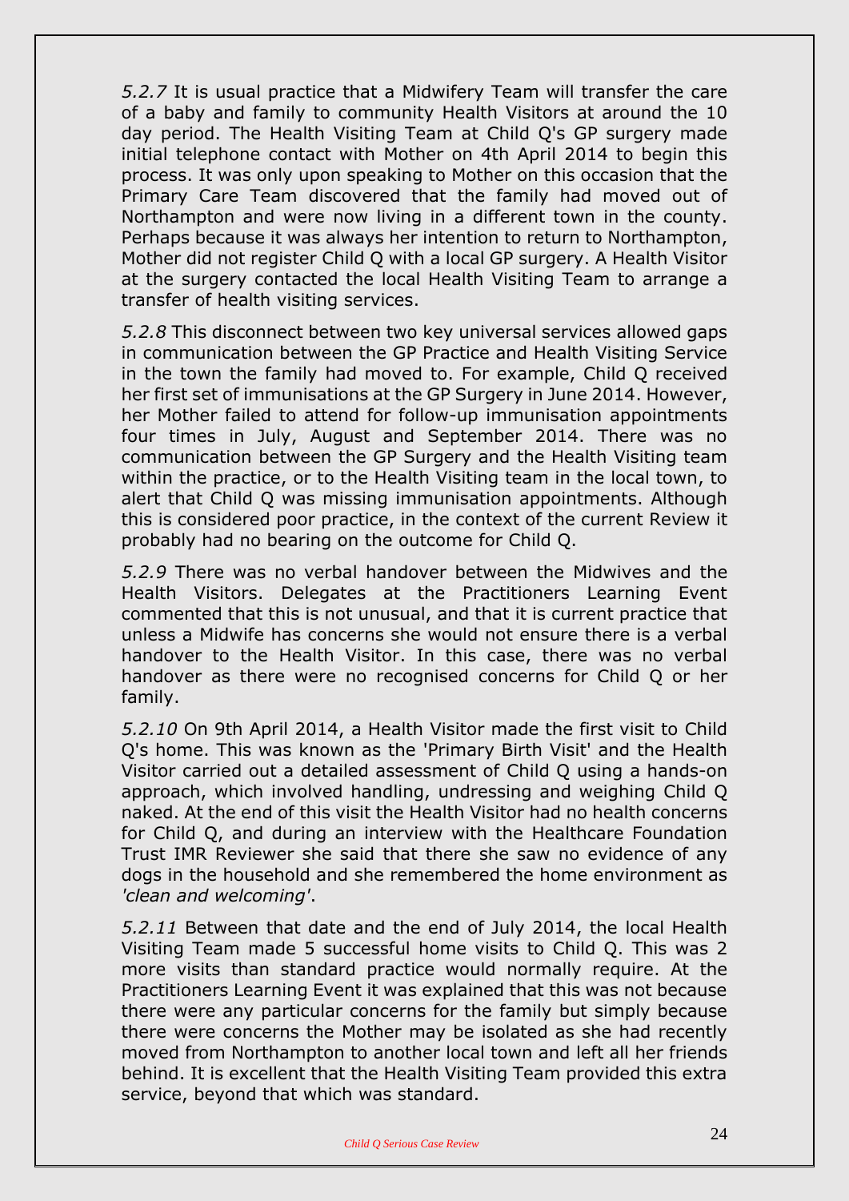*5.2.7* It is usual practice that a Midwifery Team will transfer the care of a baby and family to community Health Visitors at around the 10 day period. The Health Visiting Team at Child Q's GP surgery made initial telephone contact with Mother on 4th April 2014 to begin this process. It was only upon speaking to Mother on this occasion that the Primary Care Team discovered that the family had moved out of Northampton and were now living in a different town in the county. Perhaps because it was always her intention to return to Northampton, Mother did not register Child Q with a local GP surgery. A Health Visitor at the surgery contacted the local Health Visiting Team to arrange a transfer of health visiting services.

*5.2.8* This disconnect between two key universal services allowed gaps in communication between the GP Practice and Health Visiting Service in the town the family had moved to. For example, Child Q received her first set of immunisations at the GP Surgery in June 2014. However, her Mother failed to attend for follow-up immunisation appointments four times in July, August and September 2014. There was no communication between the GP Surgery and the Health Visiting team within the practice, or to the Health Visiting team in the local town, to alert that Child Q was missing immunisation appointments. Although this is considered poor practice, in the context of the current Review it probably had no bearing on the outcome for Child Q.

*5.2.9* There was no verbal handover between the Midwives and the Health Visitors. Delegates at the Practitioners Learning Event commented that this is not unusual, and that it is current practice that unless a Midwife has concerns she would not ensure there is a verbal handover to the Health Visitor. In this case, there was no verbal handover as there were no recognised concerns for Child Q or her family.

*5.2.10* On 9th April 2014, a Health Visitor made the first visit to Child Q's home. This was known as the 'Primary Birth Visit' and the Health Visitor carried out a detailed assessment of Child Q using a hands-on approach, which involved handling, undressing and weighing Child Q naked. At the end of this visit the Health Visitor had no health concerns for Child Q, and during an interview with the Healthcare Foundation Trust IMR Reviewer she said that there she saw no evidence of any dogs in the household and she remembered the home environment as *'clean and welcoming'*.

*5.2.11* Between that date and the end of July 2014, the local Health Visiting Team made 5 successful home visits to Child Q. This was 2 more visits than standard practice would normally require. At the Practitioners Learning Event it was explained that this was not because there were any particular concerns for the family but simply because there were concerns the Mother may be isolated as she had recently moved from Northampton to another local town and left all her friends behind. It is excellent that the Health Visiting Team provided this extra service, beyond that which was standard.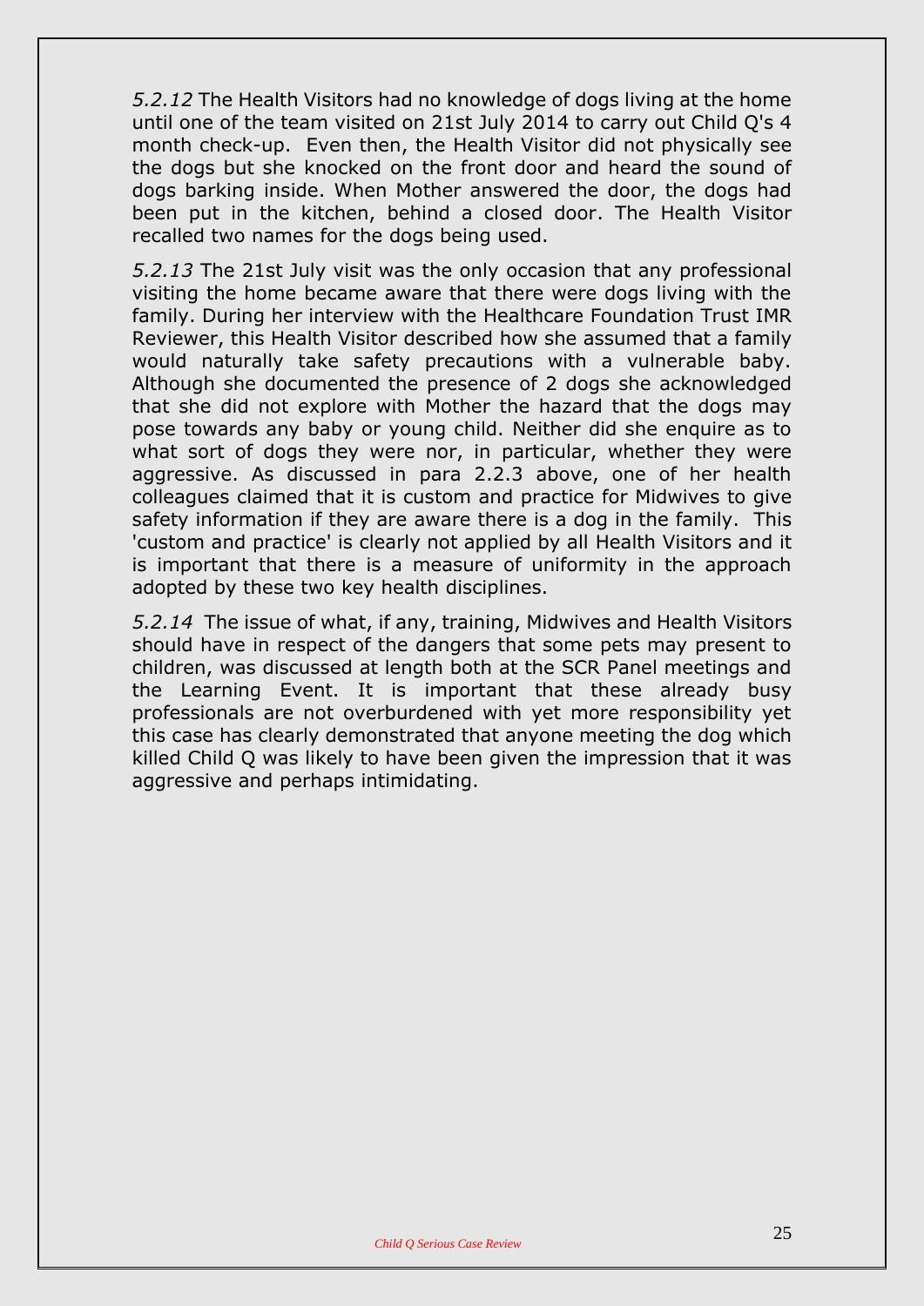*5.2.12* The Health Visitors had no knowledge of dogs living at the home until one of the team visited on 21st July 2014 to carry out Child Q's 4 month check-up. Even then, the Health Visitor did not physically see the dogs but she knocked on the front door and heard the sound of dogs barking inside. When Mother answered the door, the dogs had been put in the kitchen, behind a closed door. The Health Visitor recalled two names for the dogs being used.

*5.2.13* The 21st July visit was the only occasion that any professional visiting the home became aware that there were dogs living with the family. During her interview with the Healthcare Foundation Trust IMR Reviewer, this Health Visitor described how she assumed that a family would naturally take safety precautions with a vulnerable baby. Although she documented the presence of 2 dogs she acknowledged that she did not explore with Mother the hazard that the dogs may pose towards any baby or young child. Neither did she enquire as to what sort of dogs they were nor, in particular, whether they were aggressive. As discussed in para 2.2.3 above, one of her health colleagues claimed that it is custom and practice for Midwives to give safety information if they are aware there is a dog in the family. This 'custom and practice' is clearly not applied by all Health Visitors and it is important that there is a measure of uniformity in the approach adopted by these two key health disciplines.

*5.2.14* The issue of what, if any, training, Midwives and Health Visitors should have in respect of the dangers that some pets may present to children, was discussed at length both at the SCR Panel meetings and the Learning Event. It is important that these already busy professionals are not overburdened with yet more responsibility yet this case has clearly demonstrated that anyone meeting the dog which killed Child Q was likely to have been given the impression that it was aggressive and perhaps intimidating.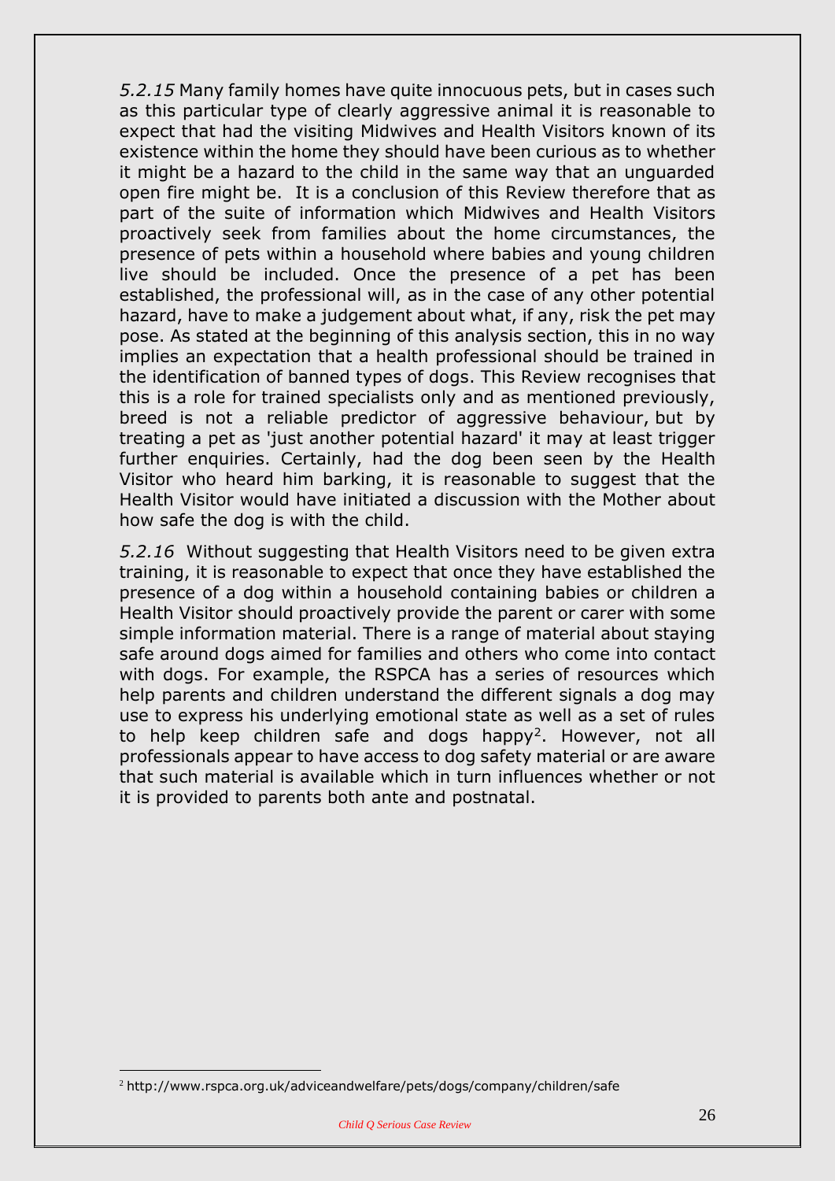*5.2.15* Many family homes have quite innocuous pets, but in cases such as this particular type of clearly aggressive animal it is reasonable to expect that had the visiting Midwives and Health Visitors known of its existence within the home they should have been curious as to whether it might be a hazard to the child in the same way that an unguarded open fire might be. It is a conclusion of this Review therefore that as part of the suite of information which Midwives and Health Visitors proactively seek from families about the home circumstances, the presence of pets within a household where babies and young children live should be included. Once the presence of a pet has been established, the professional will, as in the case of any other potential hazard, have to make a judgement about what, if any, risk the pet may pose. As stated at the beginning of this analysis section, this in no way implies an expectation that a health professional should be trained in the identification of banned types of dogs. This Review recognises that this is a role for trained specialists only and as mentioned previously, breed is not a reliable predictor of aggressive behaviour, but by treating a pet as 'just another potential hazard' it may at least trigger further enquiries. Certainly, had the dog been seen by the Health Visitor who heard him barking, it is reasonable to suggest that the Health Visitor would have initiated a discussion with the Mother about how safe the dog is with the child.

*5.2.16* Without suggesting that Health Visitors need to be given extra training, it is reasonable to expect that once they have established the presence of a dog within a household containing babies or children a Health Visitor should proactively provide the parent or carer with some simple information material. There is a range of material about staying safe around dogs aimed for families and others who come into contact with dogs. For example, the RSPCA has a series of resources which help parents and children understand the different signals a dog may use to express his underlying emotional state as well as a set of rules to help keep children safe and dogs happy[2]. However, not all professionals appear to have access to dog safety material or are aware that such material is available which in turn influences whether or not it is provided to parents both ante and postnatal.

---

[2] http://www.rspca.org.uk/adviceandwelfare/pets/dogs/company/children/safe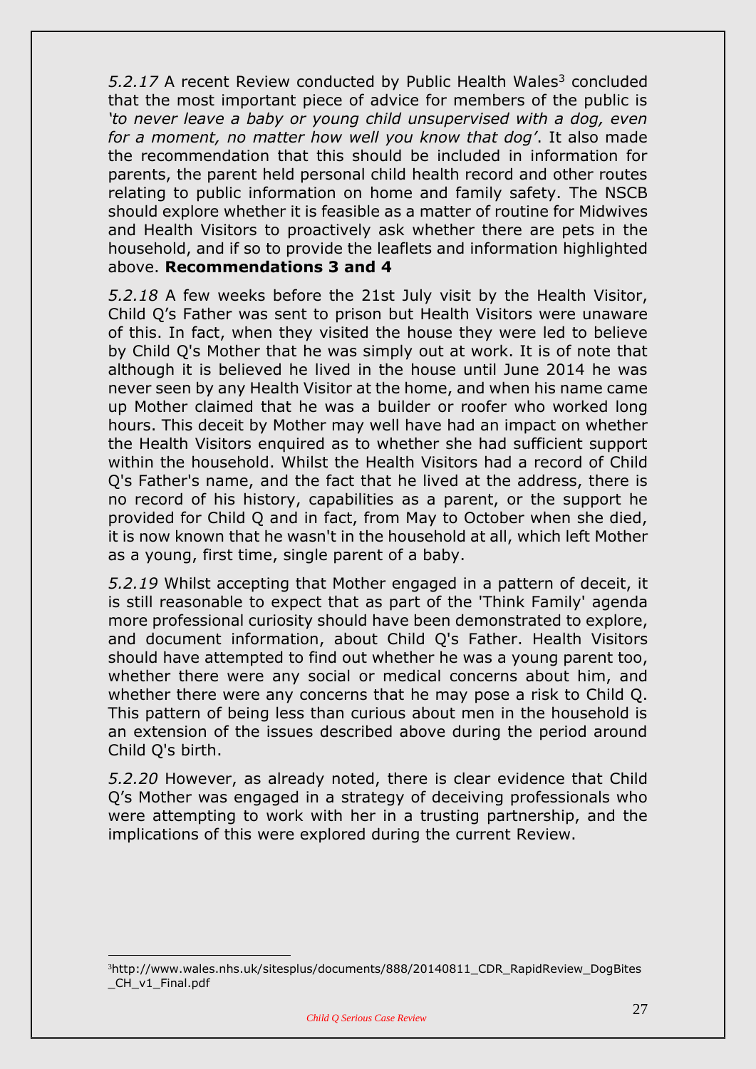*5.2.17* A recent Review conducted by Public Health Wales[3] concluded that the most important piece of advice for members of the public is *'to never leave a baby or young child unsupervised with a dog, even for a moment, no matter how well you know that dog'*. It also made the recommendation that this should be included in information for parents, the parent held personal child health record and other routes relating to public information on home and family safety. The NSCB should explore whether it is feasible as a matter of routine for Midwives and Health Visitors to proactively ask whether there are pets in the household, and if so to provide the leaflets and information highlighted above. **Recommendations 3 and 4**

*5.2.18* A few weeks before the 21st July visit by the Health Visitor, Child Q's Father was sent to prison but Health Visitors were unaware of this. In fact, when they visited the house they were led to believe by Child Q's Mother that he was simply out at work. It is of note that although it is believed he lived in the house until June 2014 he was never seen by any Health Visitor at the home, and when his name came up Mother claimed that he was a builder or roofer who worked long hours. This deceit by Mother may well have had an impact on whether the Health Visitors enquired as to whether she had sufficient support within the household. Whilst the Health Visitors had a record of Child Q's Father's name, and the fact that he lived at the address, there is no record of his history, capabilities as a parent, or the support he provided for Child Q and in fact, from May to October when she died, it is now known that he wasn't in the household at all, which left Mother as a young, first time, single parent of a baby.

*5.2.19* Whilst accepting that Mother engaged in a pattern of deceit, it is still reasonable to expect that as part of the 'Think Family' agenda more professional curiosity should have been demonstrated to explore, and document information, about Child Q's Father. Health Visitors should have attempted to find out whether he was a young parent too, whether there were any social or medical concerns about him, and whether there were any concerns that he may pose a risk to Child Q. This pattern of being less than curious about men in the household is an extension of the issues described above during the period around Child Q's birth.

*5.2.20* However, as already noted, there is clear evidence that Child Q's Mother was engaged in a strategy of deceiving professionals who were attempting to work with her in a trusting partnership, and the implications of this were explored during the current Review.

[3] http://www.wales.nhs.uk/sitesplus/documents/888/20140811_CDR_RapidReview_DogBites_CH_v1_Final.pdf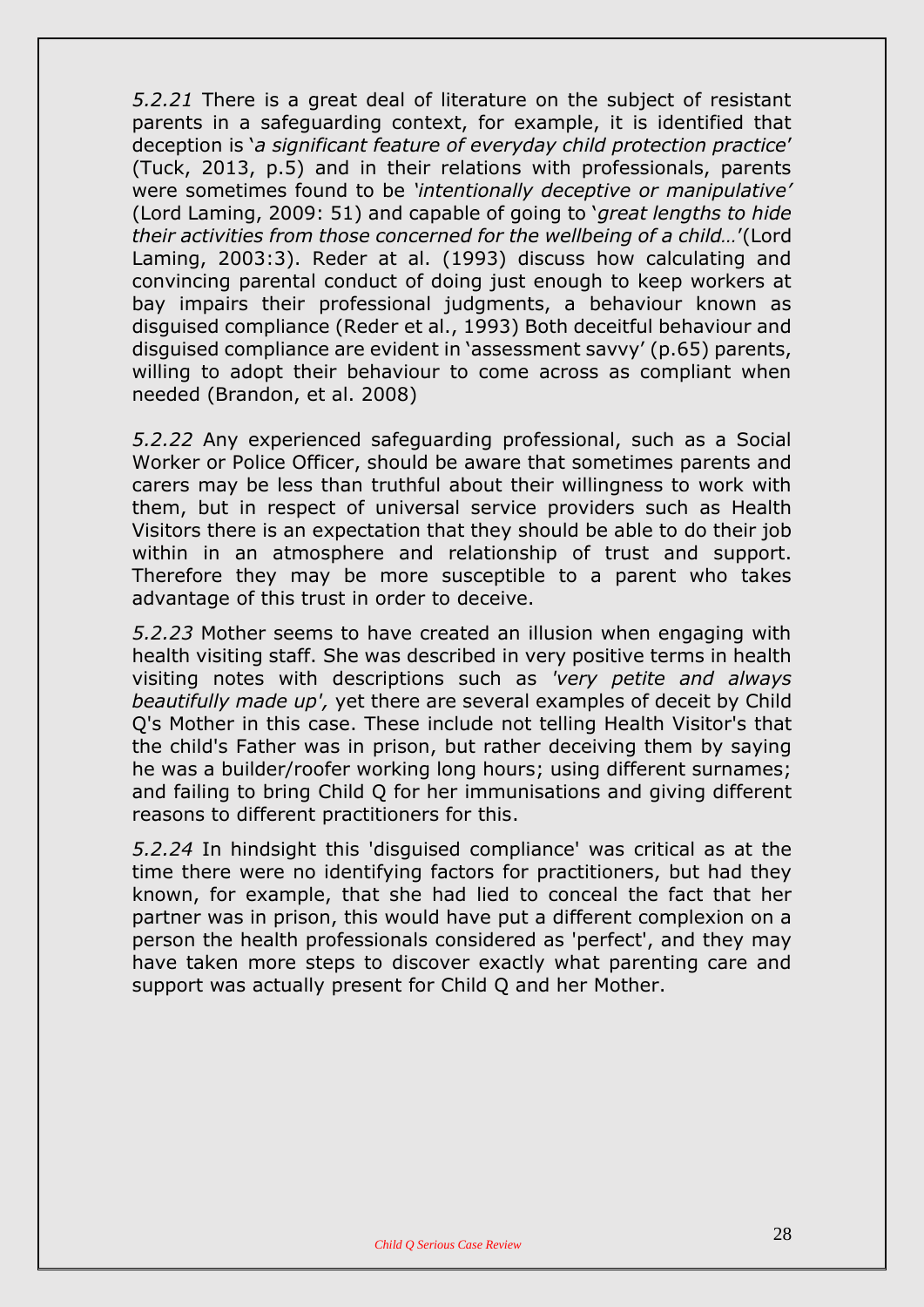*5.2.21* There is a great deal of literature on the subject of resistant parents in a safeguarding context, for example, it is identified that deception is '*a significant feature of everyday child protection practice*' (Tuck, 2013, p.5) and in their relations with professionals, parents were sometimes found to be '*intentionally deceptive or manipulative'* (Lord Laming, 2009: 51) and capable of going to '*great lengths to hide their activities from those concerned for the wellbeing of a child…*'(Lord Laming, 2003:3). Reder at al. (1993) discuss how calculating and convincing parental conduct of doing just enough to keep workers at bay impairs their professional judgments, a behaviour known as disguised compliance (Reder et al., 1993) Both deceitful behaviour and disguised compliance are evident in 'assessment savvy' (p.65) parents, willing to adopt their behaviour to come across as compliant when needed (Brandon, et al. 2008)

*5.2.22* Any experienced safeguarding professional, such as a Social Worker or Police Officer, should be aware that sometimes parents and carers may be less than truthful about their willingness to work with them, but in respect of universal service providers such as Health Visitors there is an expectation that they should be able to do their job within in an atmosphere and relationship of trust and support. Therefore they may be more susceptible to a parent who takes advantage of this trust in order to deceive.

*5.2.23* Mother seems to have created an illusion when engaging with health visiting staff. She was described in very positive terms in health visiting notes with descriptions such as *'very petite and always beautifully made up',* yet there are several examples of deceit by Child Q's Mother in this case. These include not telling Health Visitor's that the child's Father was in prison, but rather deceiving them by saying he was a builder/roofer working long hours; using different surnames; and failing to bring Child Q for her immunisations and giving different reasons to different practitioners for this.

*5.2.24* In hindsight this 'disguised compliance' was critical as at the time there were no identifying factors for practitioners, but had they known, for example, that she had lied to conceal the fact that her partner was in prison, this would have put a different complexion on a person the health professionals considered as 'perfect', and they may have taken more steps to discover exactly what parenting care and support was actually present for Child Q and her Mother.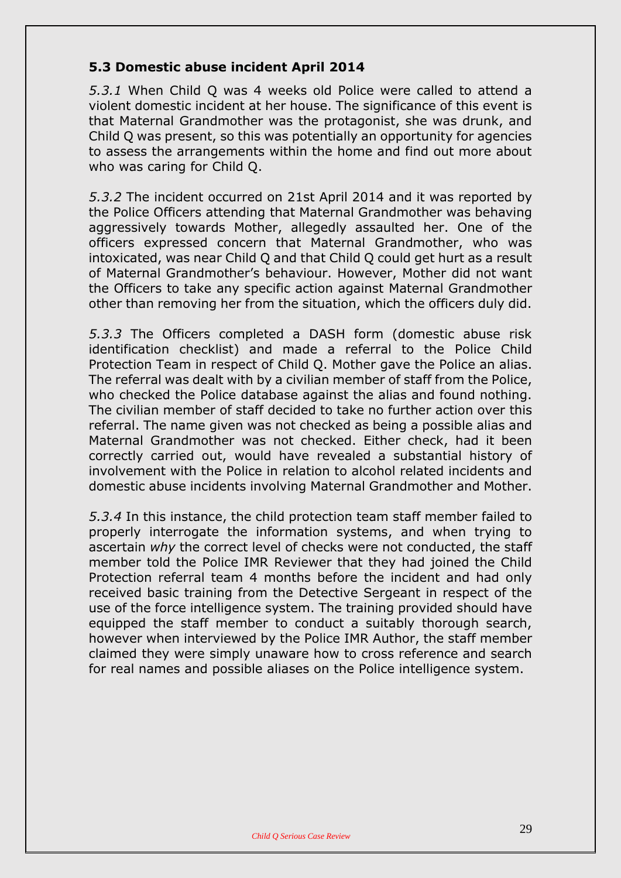### 5.3 Domestic abuse incident April 2014

*5.3.1* When Child Q was 4 weeks old Police were called to attend a violent domestic incident at her house. The significance of this event is that Maternal Grandmother was the protagonist, she was drunk, and Child Q was present, so this was potentially an opportunity for agencies to assess the arrangements within the home and find out more about who was caring for Child Q.

*5.3.2* The incident occurred on 21st April 2014 and it was reported by the Police Officers attending that Maternal Grandmother was behaving aggressively towards Mother, allegedly assaulted her. One of the officers expressed concern that Maternal Grandmother, who was intoxicated, was near Child Q and that Child Q could get hurt as a result of Maternal Grandmother's behaviour. However, Mother did not want the Officers to take any specific action against Maternal Grandmother other than removing her from the situation, which the officers duly did.

*5.3.3* The Officers completed a DASH form (domestic abuse risk identification checklist) and made a referral to the Police Child Protection Team in respect of Child Q. Mother gave the Police an alias. The referral was dealt with by a civilian member of staff from the Police, who checked the Police database against the alias and found nothing. The civilian member of staff decided to take no further action over this referral. The name given was not checked as being a possible alias and Maternal Grandmother was not checked. Either check, had it been correctly carried out, would have revealed a substantial history of involvement with the Police in relation to alcohol related incidents and domestic abuse incidents involving Maternal Grandmother and Mother.

*5.3.4* In this instance, the child protection team staff member failed to properly interrogate the information systems, and when trying to ascertain *why* the correct level of checks were not conducted, the staff member told the Police IMR Reviewer that they had joined the Child Protection referral team 4 months before the incident and had only received basic training from the Detective Sergeant in respect of the use of the force intelligence system. The training provided should have equipped the staff member to conduct a suitably thorough search, however when interviewed by the Police IMR Author, the staff member claimed they were simply unaware how to cross reference and search for real names and possible aliases on the Police intelligence system.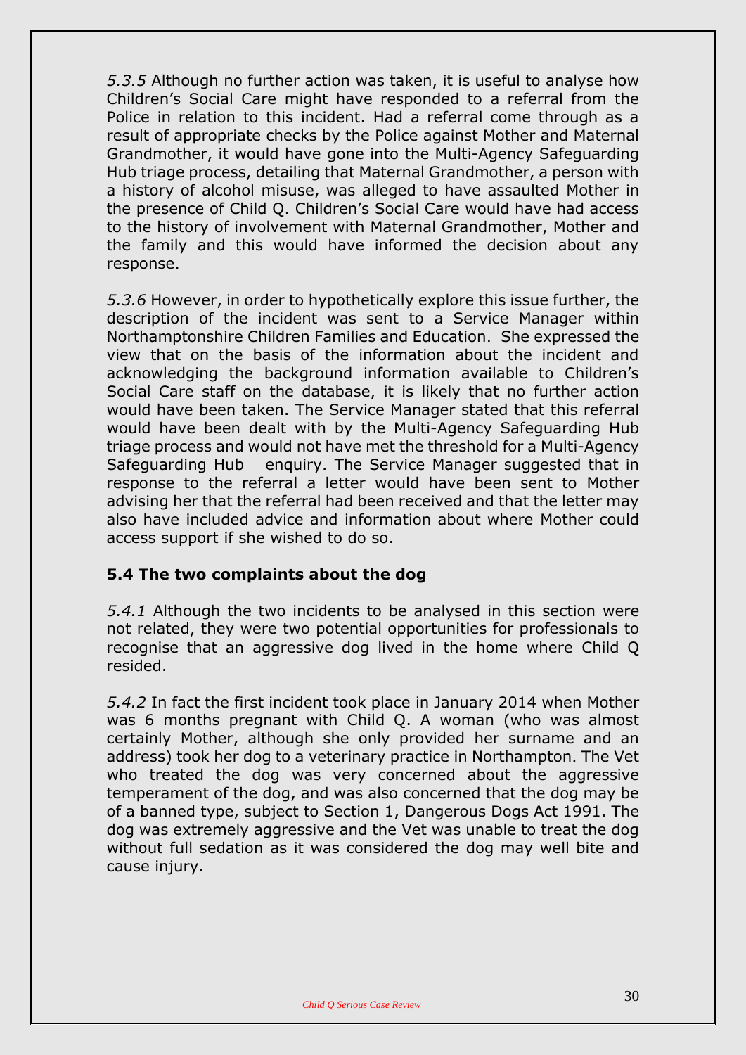*5.3.5* Although no further action was taken, it is useful to analyse how Children's Social Care might have responded to a referral from the Police in relation to this incident. Had a referral come through as a result of appropriate checks by the Police against Mother and Maternal Grandmother, it would have gone into the Multi-Agency Safeguarding Hub triage process, detailing that Maternal Grandmother, a person with a history of alcohol misuse, was alleged to have assaulted Mother in the presence of Child Q. Children's Social Care would have had access to the history of involvement with Maternal Grandmother, Mother and the family and this would have informed the decision about any response.

*5.3.6* However, in order to hypothetically explore this issue further, the description of the incident was sent to a Service Manager within Northamptonshire Children Families and Education. She expressed the view that on the basis of the information about the incident and acknowledging the background information available to Children's Social Care staff on the database, it is likely that no further action would have been taken. The Service Manager stated that this referral would have been dealt with by the Multi-Agency Safeguarding Hub triage process and would not have met the threshold for a Multi-Agency Safeguarding Hub enquiry. The Service Manager suggested that in response to the referral a letter would have been sent to Mother advising her that the referral had been received and that the letter may also have included advice and information about where Mother could access support if she wished to do so.

**5.4 The two complaints about the dog**

*5.4.1* Although the two incidents to be analysed in this section were not related, they were two potential opportunities for professionals to recognise that an aggressive dog lived in the home where Child Q resided.

*5.4.2* In fact the first incident took place in January 2014 when Mother was 6 months pregnant with Child Q. A woman (who was almost certainly Mother, although she only provided her surname and an address) took her dog to a veterinary practice in Northampton. The Vet who treated the dog was very concerned about the aggressive temperament of the dog, and was also concerned that the dog may be of a banned type, subject to Section 1, Dangerous Dogs Act 1991. The dog was extremely aggressive and the Vet was unable to treat the dog without full sedation as it was considered the dog may well bite and cause injury.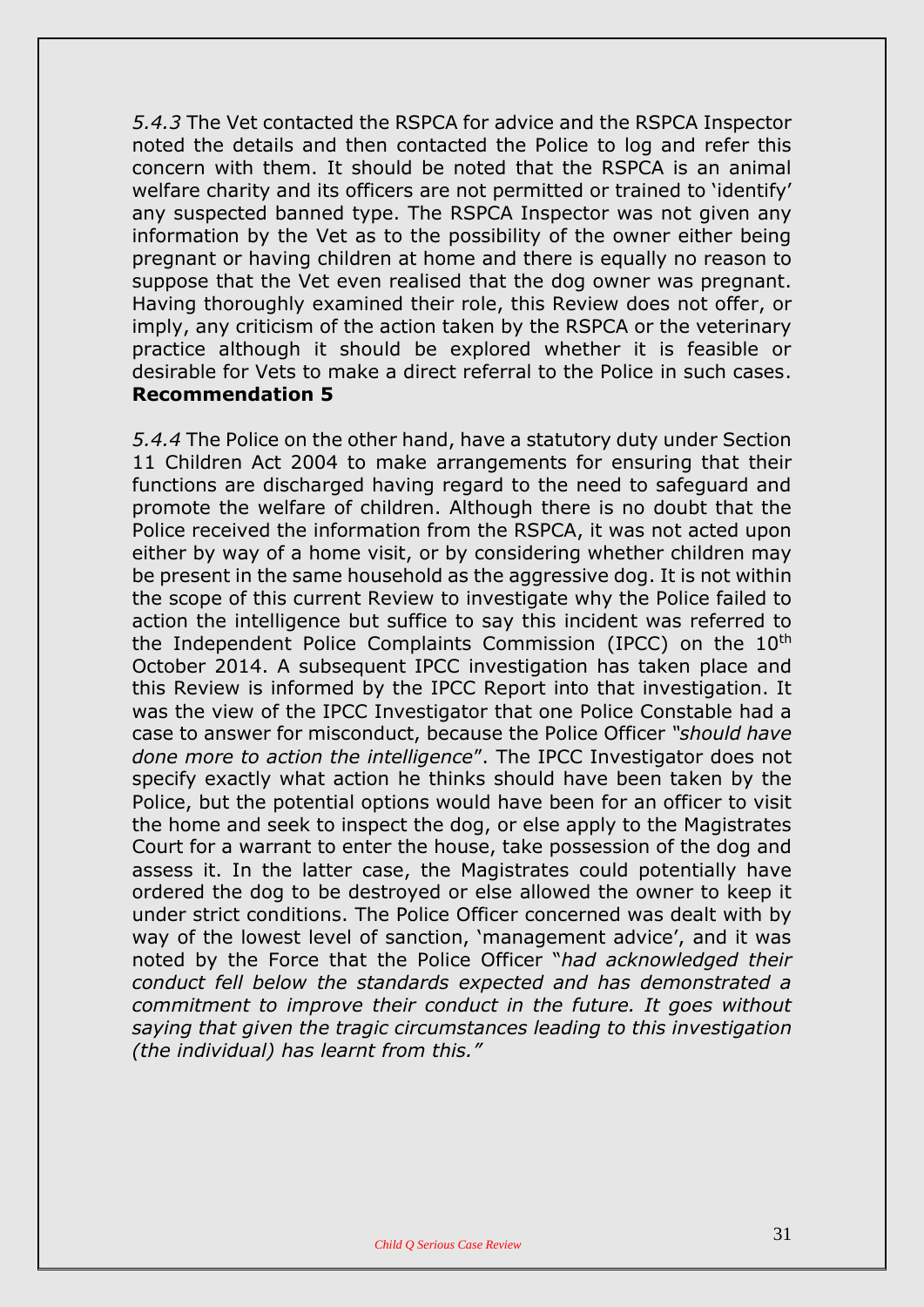*5.4.3* The Vet contacted the RSPCA for advice and the RSPCA Inspector noted the details and then contacted the Police to log and refer this concern with them. It should be noted that the RSPCA is an animal welfare charity and its officers are not permitted or trained to 'identify' any suspected banned type. The RSPCA Inspector was not given any information by the Vet as to the possibility of the owner either being pregnant or having children at home and there is equally no reason to suppose that the Vet even realised that the dog owner was pregnant. Having thoroughly examined their role, this Review does not offer, or imply, any criticism of the action taken by the RSPCA or the veterinary practice although it should be explored whether it is feasible or desirable for Vets to make a direct referral to the Police in such cases. **Recommendation 5**

*5.4.4* The Police on the other hand, have a statutory duty under Section 11 Children Act 2004 to make arrangements for ensuring that their functions are discharged having regard to the need to safeguard and promote the welfare of children. Although there is no doubt that the Police received the information from the RSPCA, it was not acted upon either by way of a home visit, or by considering whether children may be present in the same household as the aggressive dog. It is not within the scope of this current Review to investigate why the Police failed to action the intelligence but suffice to say this incident was referred to the Independent Police Complaints Commission (IPCC) on the 10th October 2014. A subsequent IPCC investigation has taken place and this Review is informed by the IPCC Report into that investigation. It was the view of the IPCC Investigator that one Police Constable had a case to answer for misconduct, because the Police Officer *"should have done more to action the intelligence*". The IPCC Investigator does not specify exactly what action he thinks should have been taken by the Police, but the potential options would have been for an officer to visit the home and seek to inspect the dog, or else apply to the Magistrates Court for a warrant to enter the house, take possession of the dog and assess it. In the latter case, the Magistrates could potentially have ordered the dog to be destroyed or else allowed the owner to keep it under strict conditions. The Police Officer concerned was dealt with by way of the lowest level of sanction, 'management advice', and it was noted by the Force that the Police Officer "*had acknowledged their conduct fell below the standards expected and has demonstrated a commitment to improve their conduct in the future. It goes without saying that given the tragic circumstances leading to this investigation (the individual) has learnt from this."*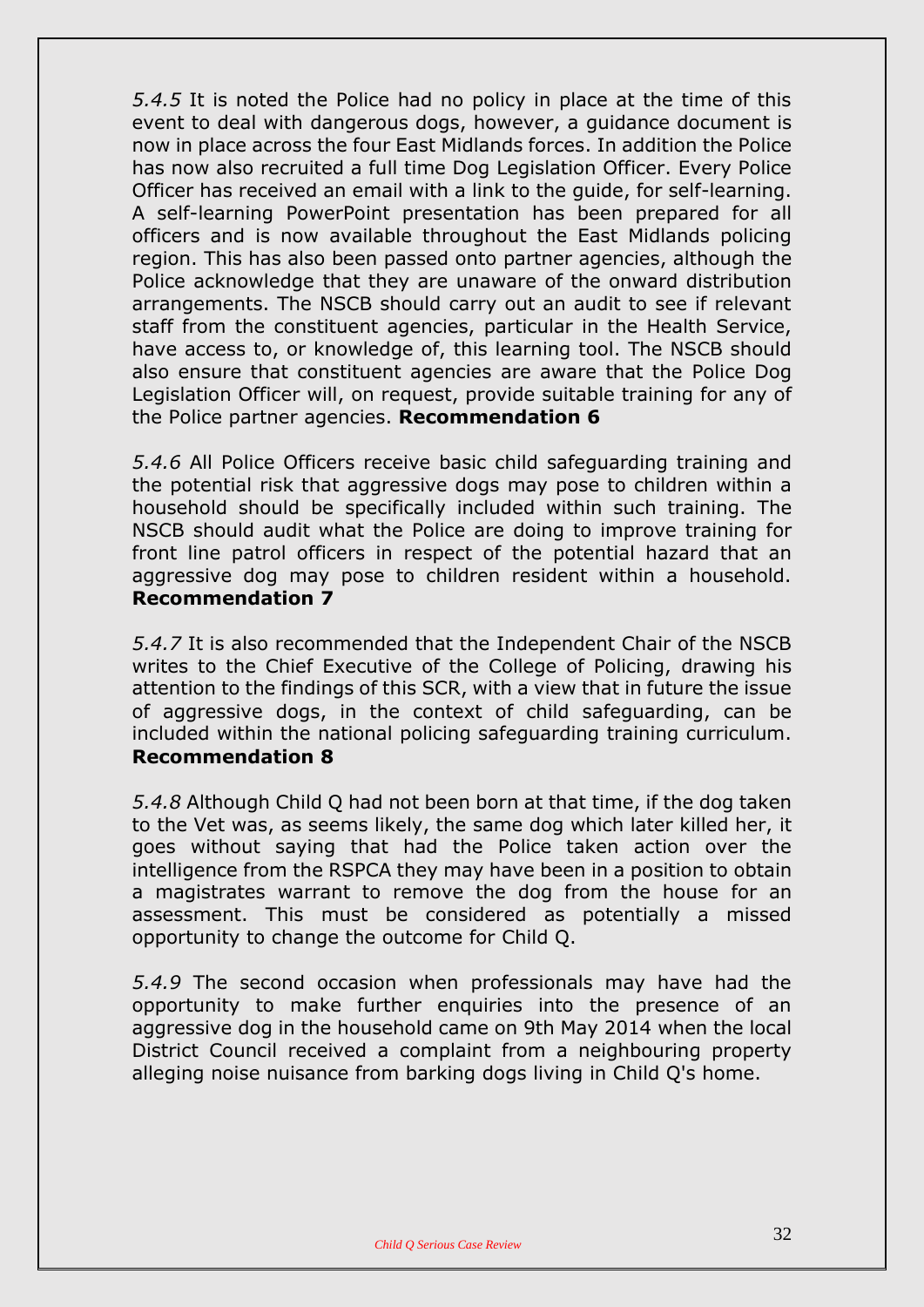*5.4.5* It is noted the Police had no policy in place at the time of this event to deal with dangerous dogs, however, a guidance document is now in place across the four East Midlands forces. In addition the Police has now also recruited a full time Dog Legislation Officer. Every Police Officer has received an email with a link to the guide, for self-learning. A self-learning PowerPoint presentation has been prepared for all officers and is now available throughout the East Midlands policing region. This has also been passed onto partner agencies, although the Police acknowledge that they are unaware of the onward distribution arrangements. The NSCB should carry out an audit to see if relevant staff from the constituent agencies, particular in the Health Service, have access to, or knowledge of, this learning tool. The NSCB should also ensure that constituent agencies are aware that the Police Dog Legislation Officer will, on request, provide suitable training for any of the Police partner agencies. **Recommendation 6**

*5.4.6* All Police Officers receive basic child safeguarding training and the potential risk that aggressive dogs may pose to children within a household should be specifically included within such training. The NSCB should audit what the Police are doing to improve training for front line patrol officers in respect of the potential hazard that an aggressive dog may pose to children resident within a household. **Recommendation 7**

*5.4.7* It is also recommended that the Independent Chair of the NSCB writes to the Chief Executive of the College of Policing, drawing his attention to the findings of this SCR, with a view that in future the issue of aggressive dogs, in the context of child safeguarding, can be included within the national policing safeguarding training curriculum. **Recommendation 8**

*5.4.8* Although Child Q had not been born at that time, if the dog taken to the Vet was, as seems likely, the same dog which later killed her, it goes without saying that had the Police taken action over the intelligence from the RSPCA they may have been in a position to obtain a magistrates warrant to remove the dog from the house for an assessment. This must be considered as potentially a missed opportunity to change the outcome for Child Q.

*5.4.9* The second occasion when professionals may have had the opportunity to make further enquiries into the presence of an aggressive dog in the household came on 9th May 2014 when the local District Council received a complaint from a neighbouring property alleging noise nuisance from barking dogs living in Child Q's home.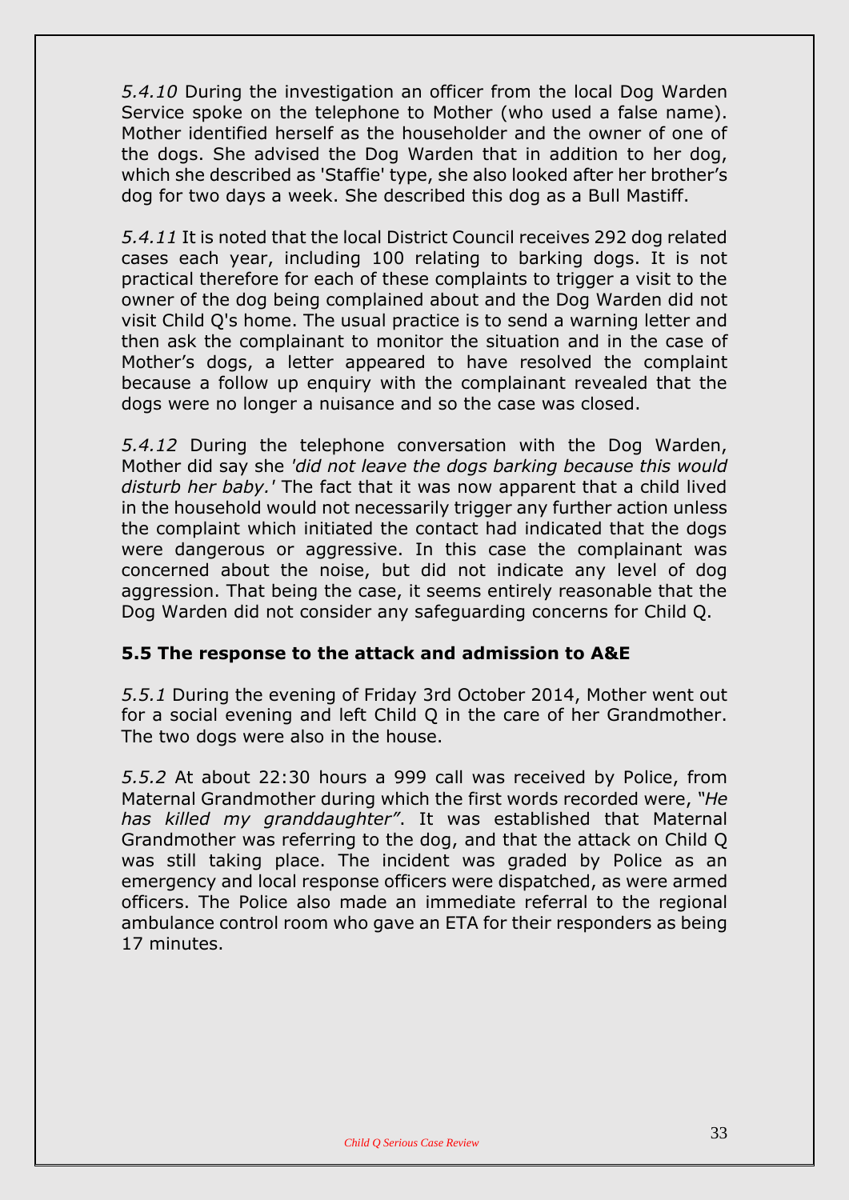*5.4.10* During the investigation an officer from the local Dog Warden Service spoke on the telephone to Mother (who used a false name). Mother identified herself as the householder and the owner of one of the dogs. She advised the Dog Warden that in addition to her dog, which she described as 'Staffie' type, she also looked after her brother's dog for two days a week. She described this dog as a Bull Mastiff.

*5.4.11* It is noted that the local District Council receives 292 dog related cases each year, including 100 relating to barking dogs. It is not practical therefore for each of these complaints to trigger a visit to the owner of the dog being complained about and the Dog Warden did not visit Child Q's home. The usual practice is to send a warning letter and then ask the complainant to monitor the situation and in the case of Mother's dogs, a letter appeared to have resolved the complaint because a follow up enquiry with the complainant revealed that the dogs were no longer a nuisance and so the case was closed.

*5.4.12* During the telephone conversation with the Dog Warden, Mother did say she *'did not leave the dogs barking because this would disturb her baby.'* The fact that it was now apparent that a child lived in the household would not necessarily trigger any further action unless the complaint which initiated the contact had indicated that the dogs were dangerous or aggressive. In this case the complainant was concerned about the noise, but did not indicate any level of dog aggression. That being the case, it seems entirely reasonable that the Dog Warden did not consider any safeguarding concerns for Child Q.

### 5.5 The response to the attack and admission to A&E

*5.5.1* During the evening of Friday 3rd October 2014, Mother went out for a social evening and left Child Q in the care of her Grandmother. The two dogs were also in the house.

*5.5.2* At about 22:30 hours a 999 call was received by Police, from Maternal Grandmother during which the first words recorded were, *"He has killed my granddaughter"*. It was established that Maternal Grandmother was referring to the dog, and that the attack on Child Q was still taking place. The incident was graded by Police as an emergency and local response officers were dispatched, as were armed officers. The Police also made an immediate referral to the regional ambulance control room who gave an ETA for their responders as being 17 minutes.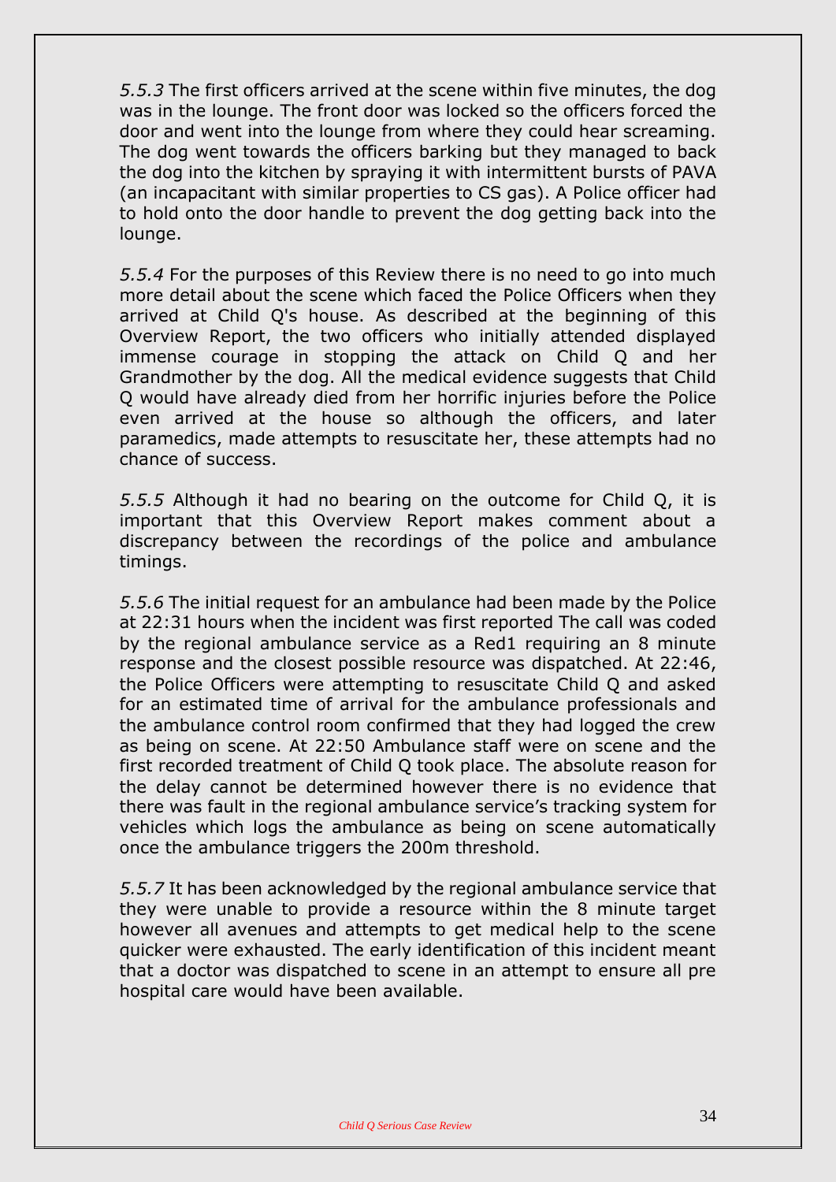*5.5.3* The first officers arrived at the scene within five minutes, the dog was in the lounge. The front door was locked so the officers forced the door and went into the lounge from where they could hear screaming. The dog went towards the officers barking but they managed to back the dog into the kitchen by spraying it with intermittent bursts of PAVA (an incapacitant with similar properties to CS gas). A Police officer had to hold onto the door handle to prevent the dog getting back into the lounge.

*5.5.4* For the purposes of this Review there is no need to go into much more detail about the scene which faced the Police Officers when they arrived at Child Q's house. As described at the beginning of this Overview Report, the two officers who initially attended displayed immense courage in stopping the attack on Child Q and her Grandmother by the dog. All the medical evidence suggests that Child Q would have already died from her horrific injuries before the Police even arrived at the house so although the officers, and later paramedics, made attempts to resuscitate her, these attempts had no chance of success.

*5.5.5* Although it had no bearing on the outcome for Child Q, it is important that this Overview Report makes comment about a discrepancy between the recordings of the police and ambulance timings.

*5.5.6* The initial request for an ambulance had been made by the Police at 22:31 hours when the incident was first reported The call was coded by the regional ambulance service as a Red1 requiring an 8 minute response and the closest possible resource was dispatched. At 22:46, the Police Officers were attempting to resuscitate Child Q and asked for an estimated time of arrival for the ambulance professionals and the ambulance control room confirmed that they had logged the crew as being on scene. At 22:50 Ambulance staff were on scene and the first recorded treatment of Child Q took place. The absolute reason for the delay cannot be determined however there is no evidence that there was fault in the regional ambulance service's tracking system for vehicles which logs the ambulance as being on scene automatically once the ambulance triggers the 200m threshold.

*5.5.7* It has been acknowledged by the regional ambulance service that they were unable to provide a resource within the 8 minute target however all avenues and attempts to get medical help to the scene quicker were exhausted. The early identification of this incident meant that a doctor was dispatched to scene in an attempt to ensure all pre hospital care would have been available.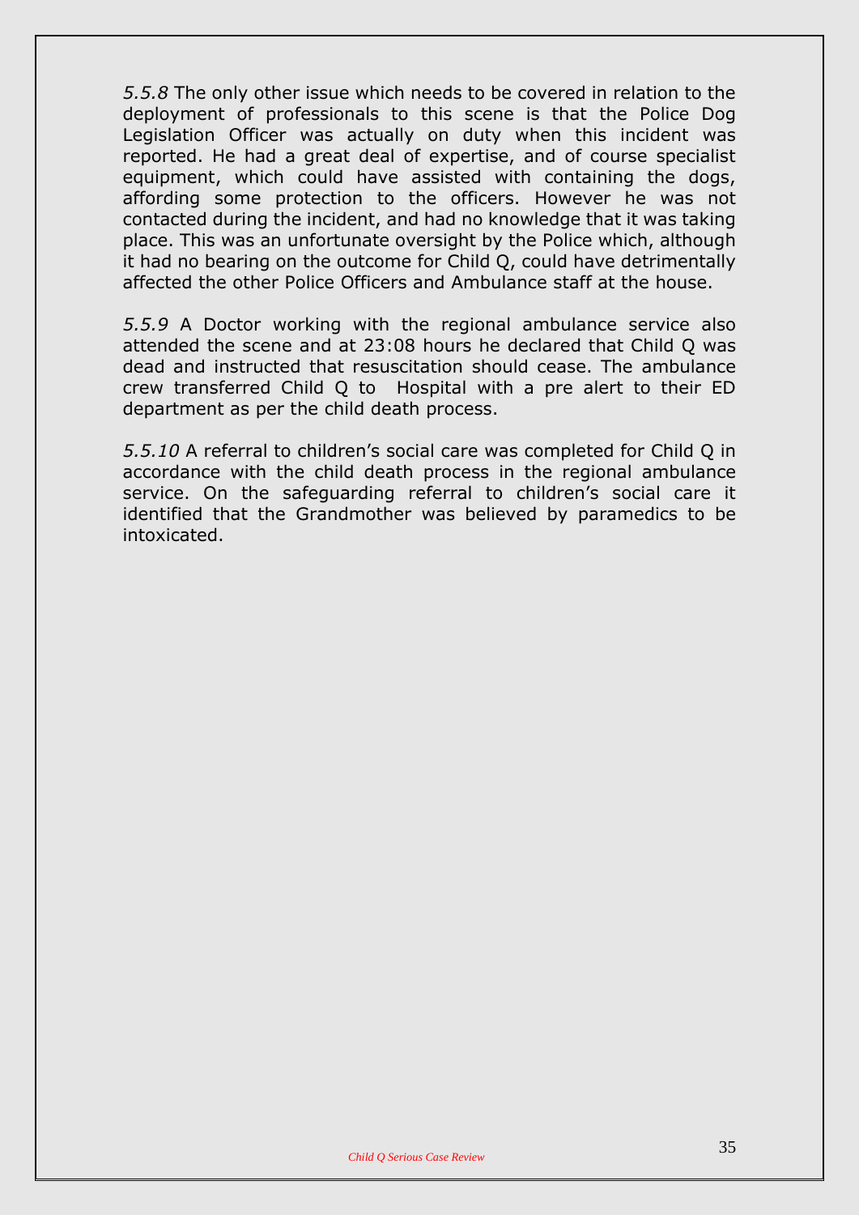*5.5.8* The only other issue which needs to be covered in relation to the deployment of professionals to this scene is that the Police Dog Legislation Officer was actually on duty when this incident was reported. He had a great deal of expertise, and of course specialist equipment, which could have assisted with containing the dogs, affording some protection to the officers. However he was not contacted during the incident, and had no knowledge that it was taking place. This was an unfortunate oversight by the Police which, although it had no bearing on the outcome for Child Q, could have detrimentally affected the other Police Officers and Ambulance staff at the house.

*5.5.9* A Doctor working with the regional ambulance service also attended the scene and at 23:08 hours he declared that Child Q was dead and instructed that resuscitation should cease. The ambulance crew transferred Child Q to Hospital with a pre alert to their ED department as per the child death process.

*5.5.10* A referral to children's social care was completed for Child Q in accordance with the child death process in the regional ambulance service. On the safeguarding referral to children's social care it identified that the Grandmother was believed by paramedics to be intoxicated.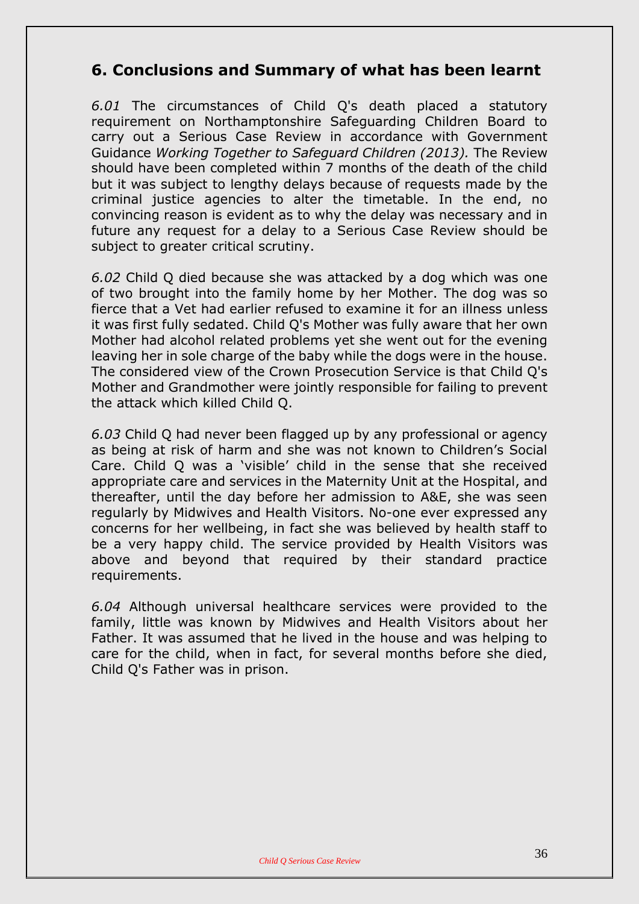## 6. Conclusions and Summary of what has been learnt

*6.01* The circumstances of Child Q's death placed a statutory requirement on Northamptonshire Safeguarding Children Board to carry out a Serious Case Review in accordance with Government Guidance *Working Together to Safeguard Children (2013).* The Review should have been completed within 7 months of the death of the child but it was subject to lengthy delays because of requests made by the criminal justice agencies to alter the timetable. In the end, no convincing reason is evident as to why the delay was necessary and in future any request for a delay to a Serious Case Review should be subject to greater critical scrutiny.

*6.02* Child Q died because she was attacked by a dog which was one of two brought into the family home by her Mother. The dog was so fierce that a Vet had earlier refused to examine it for an illness unless it was first fully sedated. Child Q's Mother was fully aware that her own Mother had alcohol related problems yet she went out for the evening leaving her in sole charge of the baby while the dogs were in the house. The considered view of the Crown Prosecution Service is that Child Q's Mother and Grandmother were jointly responsible for failing to prevent the attack which killed Child Q.

*6.03* Child Q had never been flagged up by any professional or agency as being at risk of harm and she was not known to Children's Social Care. Child Q was a 'visible' child in the sense that she received appropriate care and services in the Maternity Unit at the Hospital, and thereafter, until the day before her admission to A&E, she was seen regularly by Midwives and Health Visitors. No-one ever expressed any concerns for her wellbeing, in fact she was believed by health staff to be a very happy child. The service provided by Health Visitors was above and beyond that required by their standard practice requirements.

*6.04* Although universal healthcare services were provided to the family, little was known by Midwives and Health Visitors about her Father. It was assumed that he lived in the house and was helping to care for the child, when in fact, for several months before she died, Child Q's Father was in prison.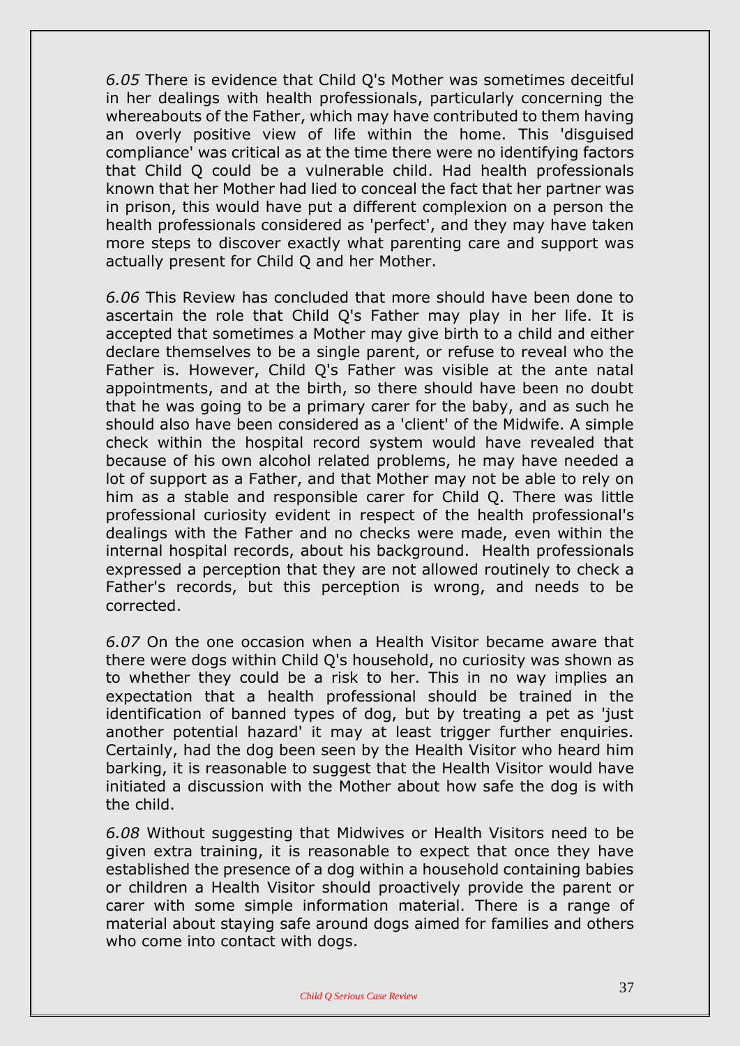*6.05* There is evidence that Child Q's Mother was sometimes deceitful in her dealings with health professionals, particularly concerning the whereabouts of the Father, which may have contributed to them having an overly positive view of life within the home. This 'disguised compliance' was critical as at the time there were no identifying factors that Child Q could be a vulnerable child. Had health professionals known that her Mother had lied to conceal the fact that her partner was in prison, this would have put a different complexion on a person the health professionals considered as 'perfect', and they may have taken more steps to discover exactly what parenting care and support was actually present for Child Q and her Mother.

*6.06* This Review has concluded that more should have been done to ascertain the role that Child Q's Father may play in her life. It is accepted that sometimes a Mother may give birth to a child and either declare themselves to be a single parent, or refuse to reveal who the Father is. However, Child Q's Father was visible at the ante natal appointments, and at the birth, so there should have been no doubt that he was going to be a primary carer for the baby, and as such he should also have been considered as a 'client' of the Midwife. A simple check within the hospital record system would have revealed that because of his own alcohol related problems, he may have needed a lot of support as a Father, and that Mother may not be able to rely on him as a stable and responsible carer for Child Q. There was little professional curiosity evident in respect of the health professional's dealings with the Father and no checks were made, even within the internal hospital records, about his background. Health professionals expressed a perception that they are not allowed routinely to check a Father's records, but this perception is wrong, and needs to be corrected.

*6.07* On the one occasion when a Health Visitor became aware that there were dogs within Child Q's household, no curiosity was shown as to whether they could be a risk to her. This in no way implies an expectation that a health professional should be trained in the identification of banned types of dog, but by treating a pet as 'just another potential hazard' it may at least trigger further enquiries. Certainly, had the dog been seen by the Health Visitor who heard him barking, it is reasonable to suggest that the Health Visitor would have initiated a discussion with the Mother about how safe the dog is with the child.

*6.08* Without suggesting that Midwives or Health Visitors need to be given extra training, it is reasonable to expect that once they have established the presence of a dog within a household containing babies or children a Health Visitor should proactively provide the parent or carer with some simple information material. There is a range of material about staying safe around dogs aimed for families and others who come into contact with dogs.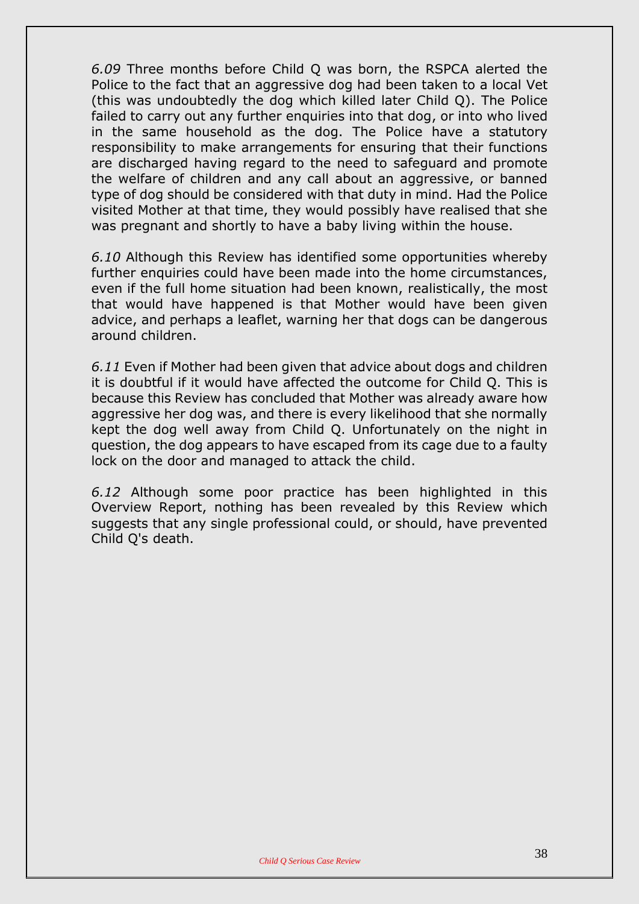*6.09* Three months before Child Q was born, the RSPCA alerted the Police to the fact that an aggressive dog had been taken to a local Vet (this was undoubtedly the dog which killed later Child Q). The Police failed to carry out any further enquiries into that dog, or into who lived in the same household as the dog. The Police have a statutory responsibility to make arrangements for ensuring that their functions are discharged having regard to the need to safeguard and promote the welfare of children and any call about an aggressive, or banned type of dog should be considered with that duty in mind. Had the Police visited Mother at that time, they would possibly have realised that she was pregnant and shortly to have a baby living within the house.

*6.10* Although this Review has identified some opportunities whereby further enquiries could have been made into the home circumstances, even if the full home situation had been known, realistically, the most that would have happened is that Mother would have been given advice, and perhaps a leaflet, warning her that dogs can be dangerous around children.

*6.11* Even if Mother had been given that advice about dogs and children it is doubtful if it would have affected the outcome for Child Q. This is because this Review has concluded that Mother was already aware how aggressive her dog was, and there is every likelihood that she normally kept the dog well away from Child Q. Unfortunately on the night in question, the dog appears to have escaped from its cage due to a faulty lock on the door and managed to attack the child.

*6.12* Although some poor practice has been highlighted in this Overview Report, nothing has been revealed by this Review which suggests that any single professional could, or should, have prevented Child Q's death.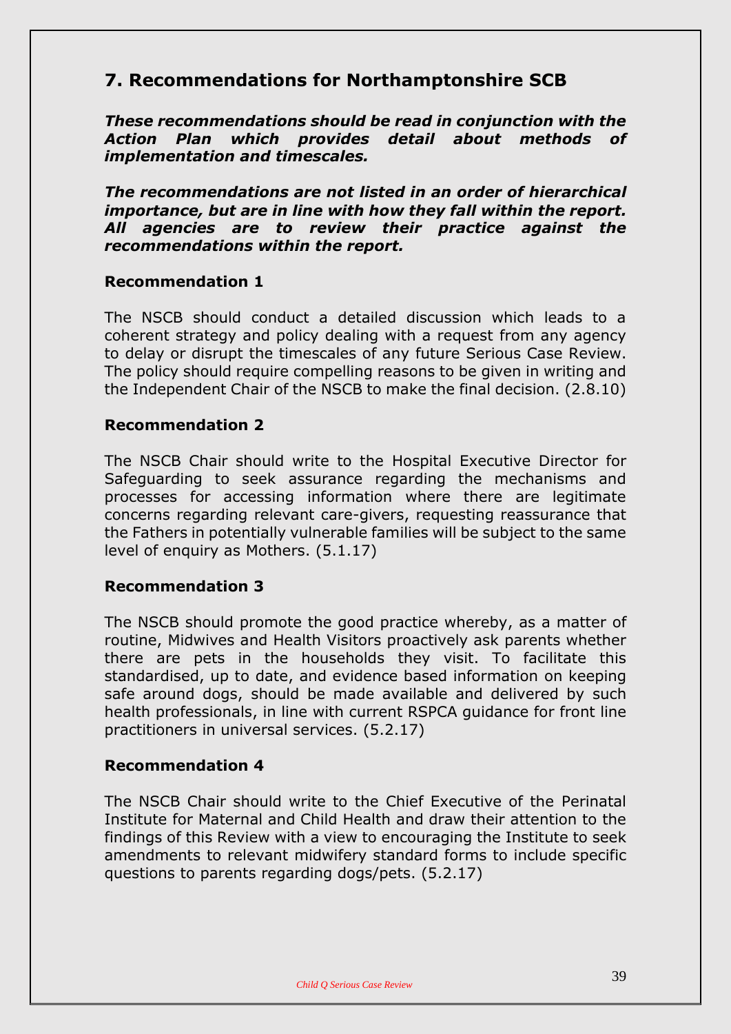## 7. Recommendations for Northamptonshire SCB

***These recommendations should be read in conjunction with the Action Plan which provides detail about methods of implementation and timescales.***

***The recommendations are not listed in an order of hierarchical importance, but are in line with how they fall within the report. All agencies are to review their practice against the recommendations within the report.***

**Recommendation 1**

The NSCB should conduct a detailed discussion which leads to a coherent strategy and policy dealing with a request from any agency to delay or disrupt the timescales of any future Serious Case Review. The policy should require compelling reasons to be given in writing and the Independent Chair of the NSCB to make the final decision. (2.8.10)

**Recommendation 2**

The NSCB Chair should write to the Hospital Executive Director for Safeguarding to seek assurance regarding the mechanisms and processes for accessing information where there are legitimate concerns regarding relevant care-givers, requesting reassurance that the Fathers in potentially vulnerable families will be subject to the same level of enquiry as Mothers. (5.1.17)

**Recommendation 3**

The NSCB should promote the good practice whereby, as a matter of routine, Midwives and Health Visitors proactively ask parents whether there are pets in the households they visit. To facilitate this standardised, up to date, and evidence based information on keeping safe around dogs, should be made available and delivered by such health professionals, in line with current RSPCA guidance for front line practitioners in universal services. (5.2.17)

**Recommendation 4**

The NSCB Chair should write to the Chief Executive of the Perinatal Institute for Maternal and Child Health and draw their attention to the findings of this Review with a view to encouraging the Institute to seek amendments to relevant midwifery standard forms to include specific questions to parents regarding dogs/pets. (5.2.17)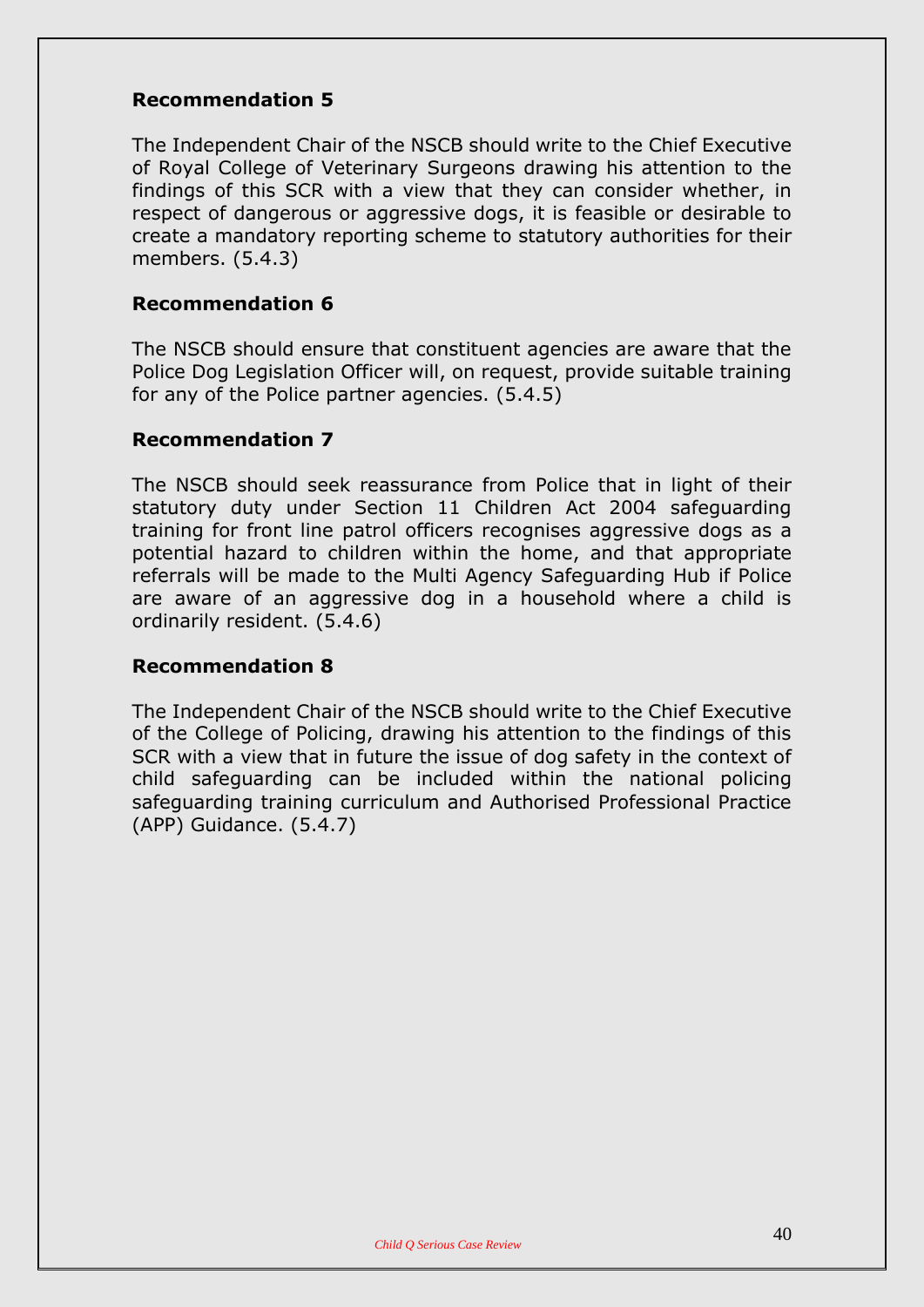**Recommendation 5**

The Independent Chair of the NSCB should write to the Chief Executive of Royal College of Veterinary Surgeons drawing his attention to the findings of this SCR with a view that they can consider whether, in respect of dangerous or aggressive dogs, it is feasible or desirable to create a mandatory reporting scheme to statutory authorities for their members. (5.4.3)

**Recommendation 6**

The NSCB should ensure that constituent agencies are aware that the Police Dog Legislation Officer will, on request, provide suitable training for any of the Police partner agencies. (5.4.5)

**Recommendation 7**

The NSCB should seek reassurance from Police that in light of their statutory duty under Section 11 Children Act 2004 safeguarding training for front line patrol officers recognises aggressive dogs as a potential hazard to children within the home, and that appropriate referrals will be made to the Multi Agency Safeguarding Hub if Police are aware of an aggressive dog in a household where a child is ordinarily resident. (5.4.6)

**Recommendation 8**

The Independent Chair of the NSCB should write to the Chief Executive of the College of Policing, drawing his attention to the findings of this SCR with a view that in future the issue of dog safety in the context of child safeguarding can be included within the national policing safeguarding training curriculum and Authorised Professional Practice (APP) Guidance. (5.4.7)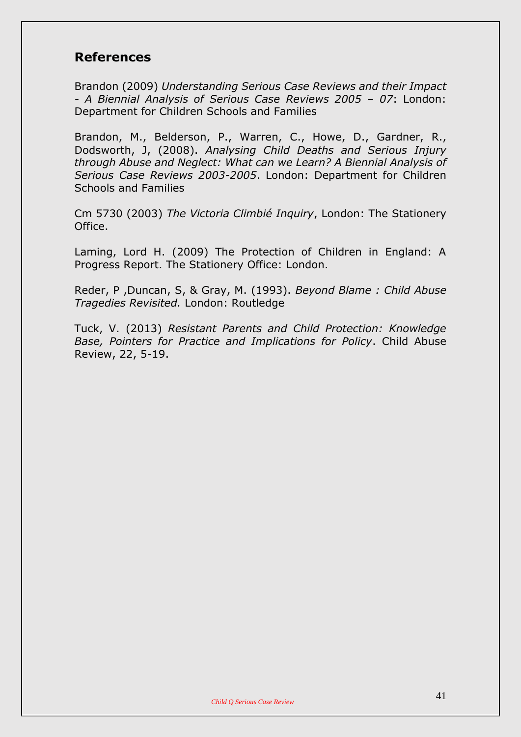## References

Brandon (2009) *Understanding Serious Case Reviews and their Impact - A Biennial Analysis of Serious Case Reviews 2005 – 07*: London: Department for Children Schools and Families

Brandon, M., Belderson, P., Warren, C., Howe, D., Gardner, R., Dodsworth, J, (2008). *Analysing Child Deaths and Serious Injury through Abuse and Neglect: What can we Learn? A Biennial Analysis of Serious Case Reviews 2003-2005*. London: Department for Children Schools and Families

Cm 5730 (2003) *The Victoria Climbié Inquiry*, London: The Stationery Office.

Laming, Lord H. (2009) The Protection of Children in England: A Progress Report. The Stationery Office: London.

Reder, P ,Duncan, S, & Gray, M. (1993). *Beyond Blame : Child Abuse Tragedies Revisited.* London: Routledge

Tuck, V. (2013) *Resistant Parents and Child Protection: Knowledge Base, Pointers for Practice and Implications for Policy*. Child Abuse Review, 22, 5-19.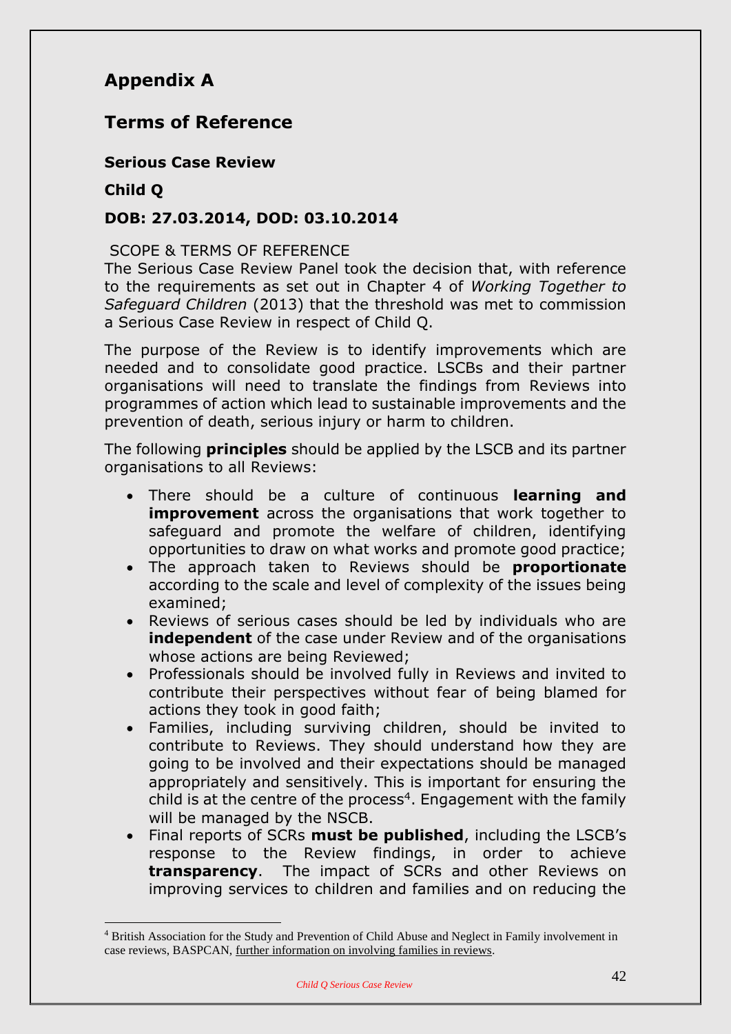# Appendix A

## Terms of Reference

**Serious Case Review**

**Child Q**

**DOB: 27.03.2014, DOD: 03.10.2014**

SCOPE & TERMS OF REFERENCE

The Serious Case Review Panel took the decision that, with reference to the requirements as set out in Chapter 4 of *Working Together to Safeguard Children* (2013) that the threshold was met to commission a Serious Case Review in respect of Child Q.

The purpose of the Review is to identify improvements which are needed and to consolidate good practice. LSCBs and their partner organisations will need to translate the findings from Reviews into programmes of action which lead to sustainable improvements and the prevention of death, serious injury or harm to children.

The following **principles** should be applied by the LSCB and its partner organisations to all Reviews:

- There should be a culture of continuous **learning and improvement** across the organisations that work together to safeguard and promote the welfare of children, identifying opportunities to draw on what works and promote good practice;
- The approach taken to Reviews should be **proportionate** according to the scale and level of complexity of the issues being examined;
- Reviews of serious cases should be led by individuals who are **independent** of the case under Review and of the organisations whose actions are being Reviewed;
- Professionals should be involved fully in Reviews and invited to contribute their perspectives without fear of being blamed for actions they took in good faith;
- Families, including surviving children, should be invited to contribute to Reviews. They should understand how they are going to be involved and their expectations should be managed appropriately and sensitively. This is important for ensuring the child is at the centre of the process[4]. Engagement with the family will be managed by the NSCB.
- Final reports of SCRs **must be published**, including the LSCB's response to the Review findings, in order to achieve **transparency**. The impact of SCRs and other Reviews on improving services to children and families and on reducing the

[4] British Association for the Study and Prevention of Child Abuse and Neglect in Family involvement in case reviews, BASPCAN, further information on involving families in reviews.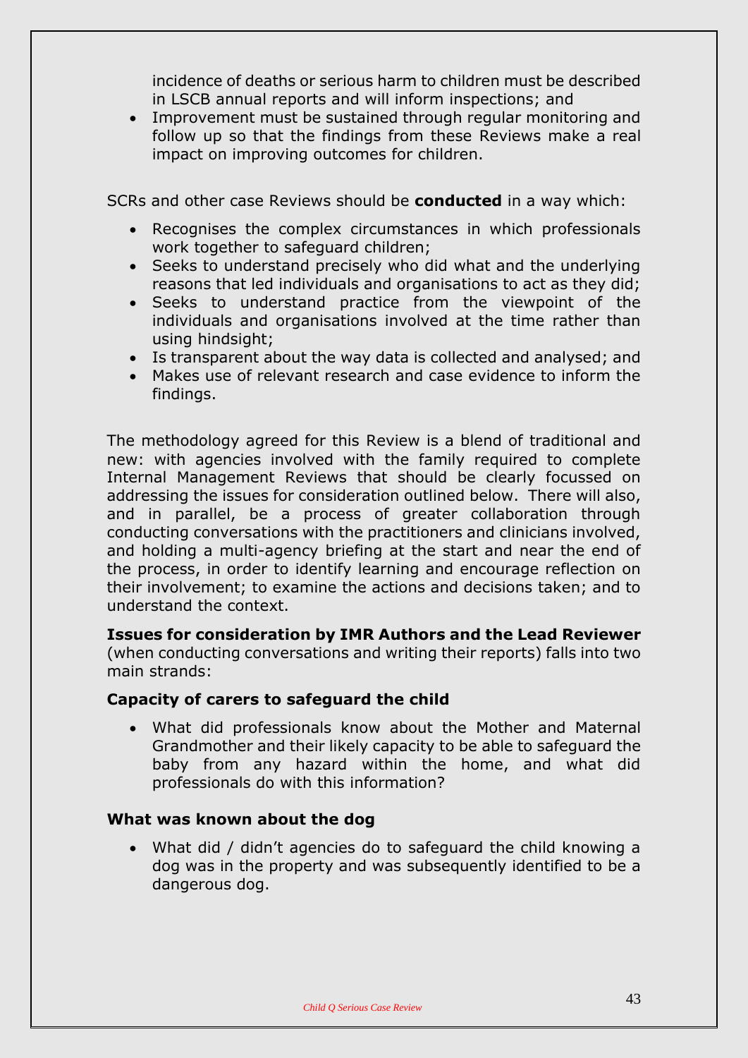incidence of deaths or serious harm to children must be described in LSCB annual reports and will inform inspections; and

- Improvement must be sustained through regular monitoring and follow up so that the findings from these Reviews make a real impact on improving outcomes for children.

SCRs and other case Reviews should be **conducted** in a way which:

- Recognises the complex circumstances in which professionals work together to safeguard children;
- Seeks to understand precisely who did what and the underlying reasons that led individuals and organisations to act as they did;
- Seeks to understand practice from the viewpoint of the individuals and organisations involved at the time rather than using hindsight;
- Is transparent about the way data is collected and analysed; and
- Makes use of relevant research and case evidence to inform the findings.

The methodology agreed for this Review is a blend of traditional and new: with agencies involved with the family required to complete Internal Management Reviews that should be clearly focussed on addressing the issues for consideration outlined below. There will also, and in parallel, be a process of greater collaboration through conducting conversations with the practitioners and clinicians involved, and holding a multi-agency briefing at the start and near the end of the process, in order to identify learning and encourage reflection on their involvement; to examine the actions and decisions taken; and to understand the context.

**Issues for consideration by IMR Authors and the Lead Reviewer** (when conducting conversations and writing their reports) falls into two main strands:

**Capacity of carers to safeguard the child**

- What did professionals know about the Mother and Maternal Grandmother and their likely capacity to be able to safeguard the baby from any hazard within the home, and what did professionals do with this information?

**What was known about the dog**

- What did / didn't agencies do to safeguard the child knowing a dog was in the property and was subsequently identified to be a dangerous dog.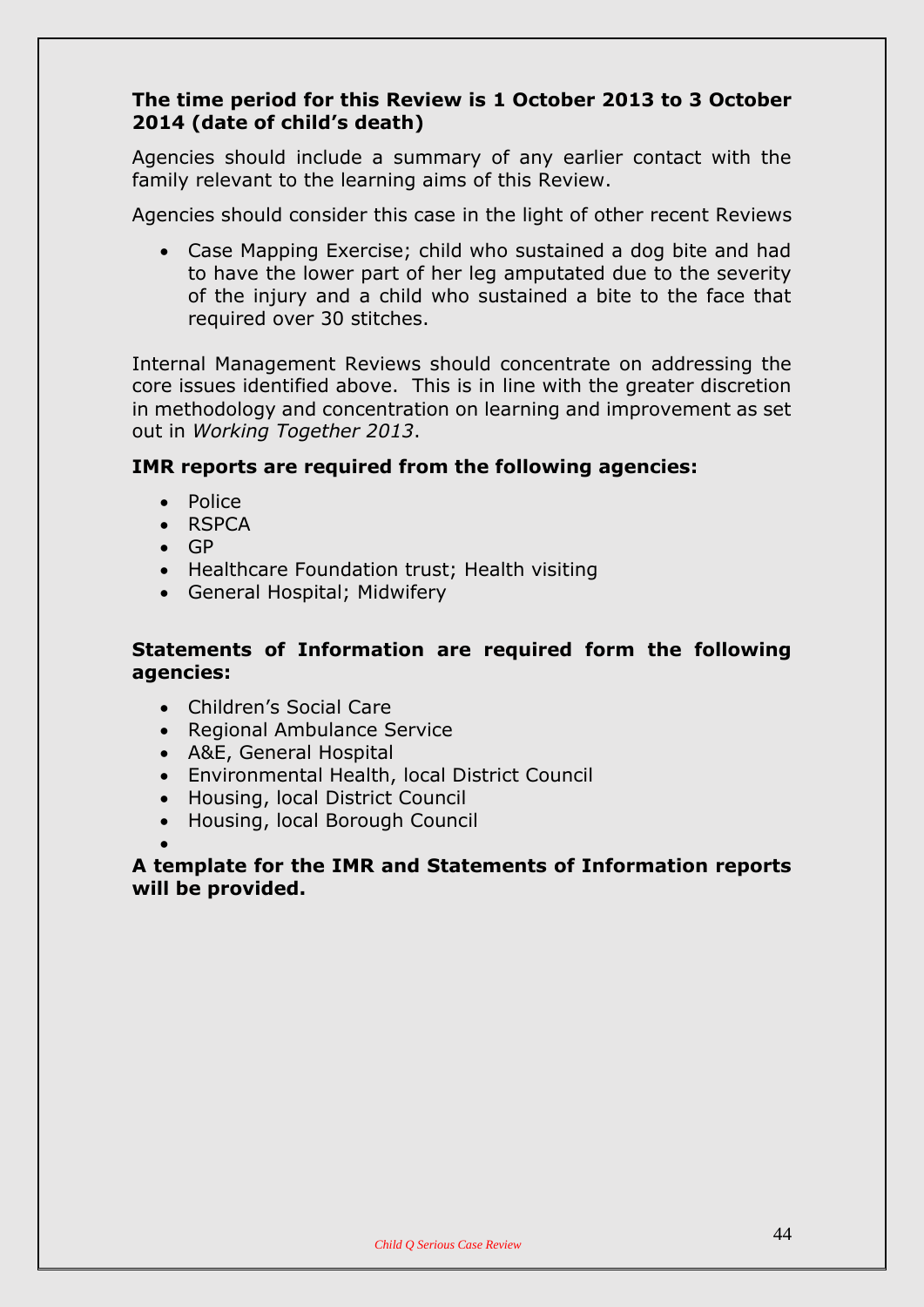**The time period for this Review is 1 October 2013 to 3 October 2014 (date of child's death)**

Agencies should include a summary of any earlier contact with the family relevant to the learning aims of this Review.

Agencies should consider this case in the light of other recent Reviews

- Case Mapping Exercise; child who sustained a dog bite and had to have the lower part of her leg amputated due to the severity of the injury and a child who sustained a bite to the face that required over 30 stitches.

Internal Management Reviews should concentrate on addressing the core issues identified above. This is in line with the greater discretion in methodology and concentration on learning and improvement as set out in *Working Together 2013*.

**IMR reports are required from the following agencies:**

- Police
- RSPCA
- GP
- Healthcare Foundation trust; Health visiting
- General Hospital; Midwifery

**Statements of Information are required form the following agencies:**

- Children's Social Care
- Regional Ambulance Service
- A&E, General Hospital
- Environmental Health, local District Council
- Housing, local District Council
- Housing, local Borough Council

**A template for the IMR and Statements of Information reports will be provided.**